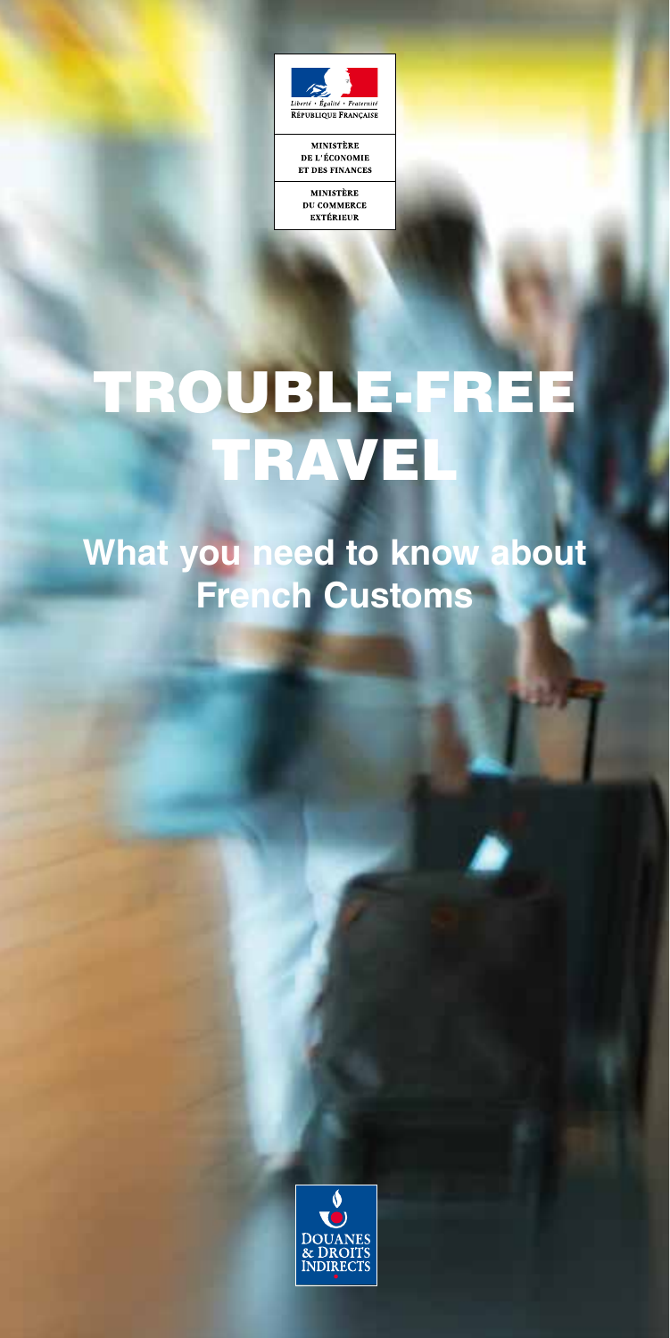Liberté • Égalité • Fraternité
RÉPUBLIQUE FRANÇAISE

MINISTÈRE
DE L'ÉCONOMIE
ET DES FINANCES

MINISTÈRE
DU COMMERCE
EXTÉRIEUR

# TROUBLE-FREE TRAVEL

## What you need to know about French Customs

DOUANES
& DROITS
INDIRECTS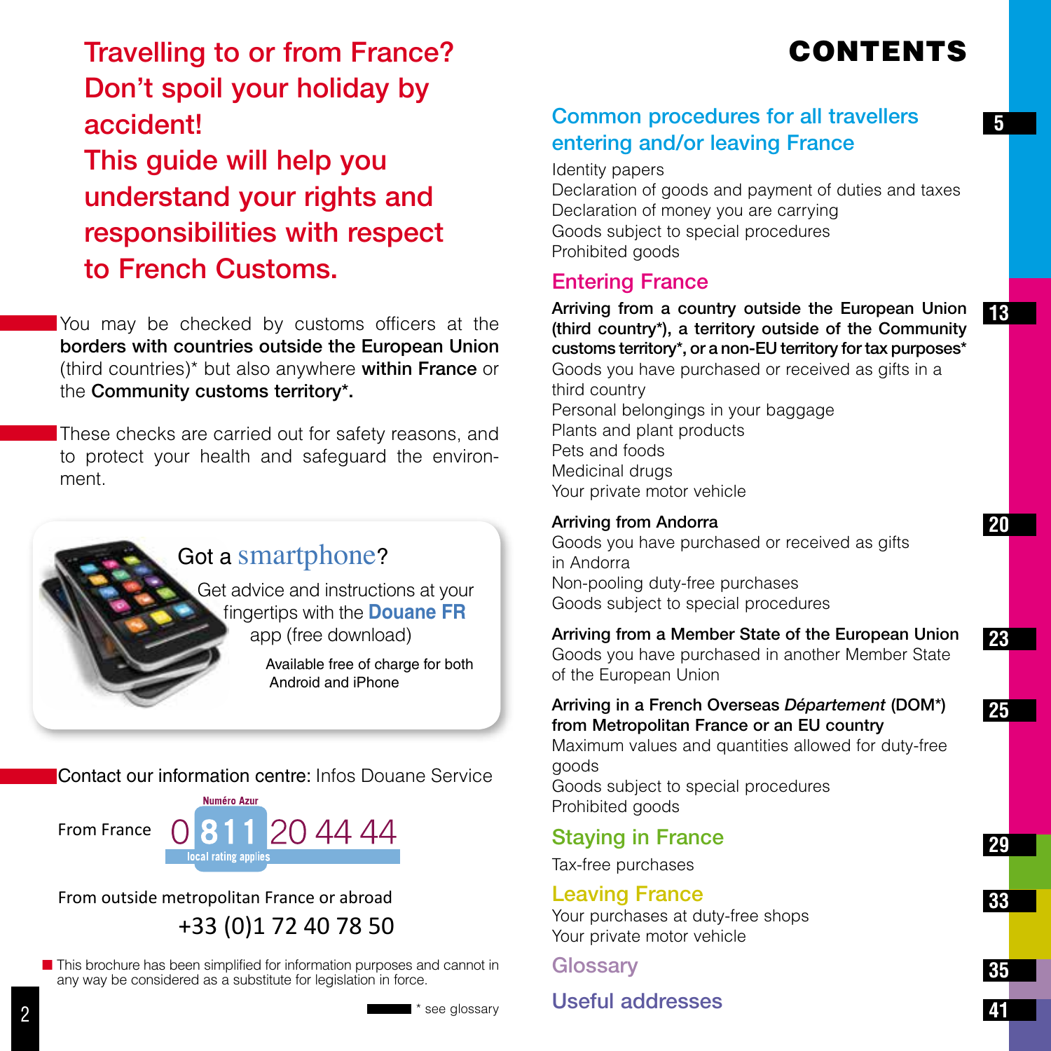## Travelling to or from France? Don't spoil your holiday by accident! This guide will help you understand your rights and responsibilities with respect to French Customs.

You may be checked by customs officers at the **borders with countries outside the European Union** (third countries)* but also anywhere **within France** or the **Community customs territory*.**

These checks are carried out for safety reasons, and to protect your health and safeguard the environment.

Got a smartphone?

Get advice and instructions at your fingertips with the **Douane FR** app (free download)

Available free of charge for both Android and iPhone

Contact our information centre: Infos Douane Service

From France 0 811 20 44 44 (Numéro Azur – local rating applies)

From outside metropolitan France or abroad

+33 (0)1 72 40 78 50

This brochure has been simplified for information purposes and cannot in any way be considered as a substitute for legislation in force.

* see glossary

# CONTENTS

## Common procedures for all travellers entering and/or leaving France — 5

Identity papers
Declaration of goods and payment of duties and taxes
Declaration of money you are carrying
Goods subject to special procedures
Prohibited goods

## Entering France

**Arriving from a country outside the European Union (third country*), a territory outside of the Community customs territory*, or a non-EU territory for tax purposes*** — 13

Goods you have purchased or received as gifts in a third country
Personal belongings in your baggage
Plants and plant products
Pets and foods
Medicinal drugs
Your private motor vehicle

**Arriving from Andorra** — 20

Goods you have purchased or received as gifts in Andorra
Non-pooling duty-free purchases
Goods subject to special procedures

**Arriving from a Member State of the European Union** — 23

Goods you have purchased in another Member State of the European Union

**Arriving in a French Overseas *Département* (DOM*) from Metropolitan France or an EU country** — 25

Maximum values and quantities allowed for duty-free goods
Goods subject to special procedures
Prohibited goods

## Staying in France — 29

Tax-free purchases

## Leaving France — 33

Your purchases at duty-free shops
Your private motor vehicle

## Glossary — 35

## Useful addresses — 41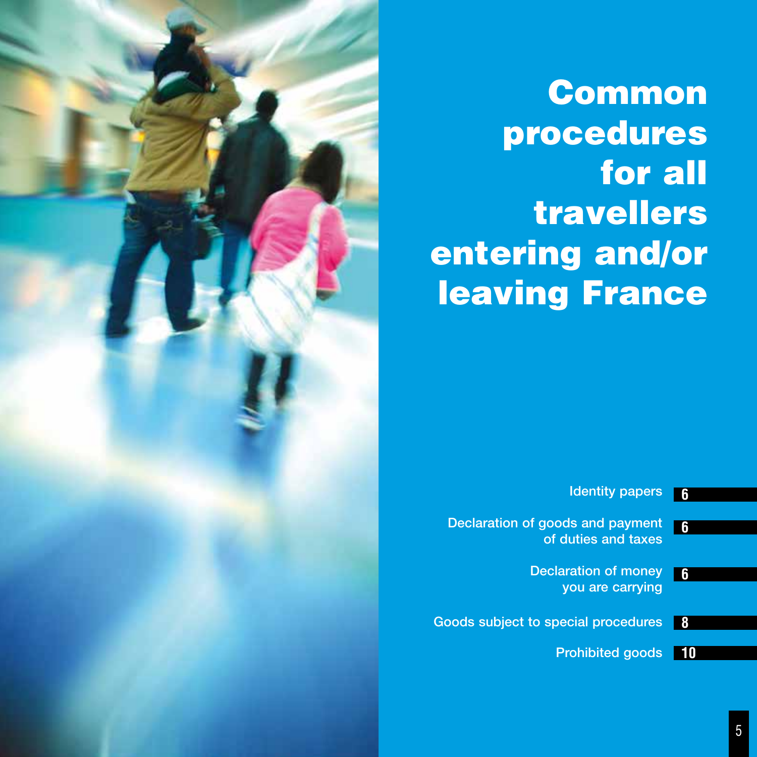# Common procedures for all travellers entering and/or leaving France

| | |
|---|---|
| Identity papers | 6 |
| Declaration of goods and payment of duties and taxes | 6 |
| Declaration of money you are carrying | 6 |
| Goods subject to special procedures | 8 |
| Prohibited goods | 10 |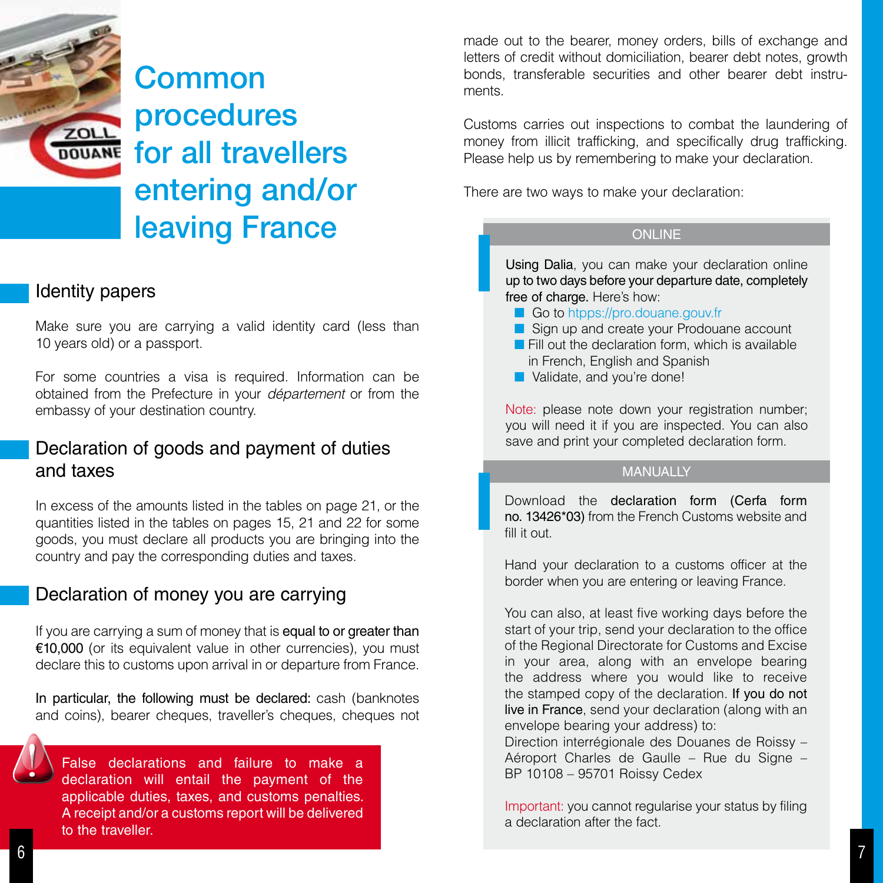# Common procedures for all travellers entering and/or leaving France

## Identity papers

Make sure you are carrying a valid identity card (less than 10 years old) or a passport.

For some countries a visa is required. Information can be obtained from the Prefecture in your *département* or from the embassy of your destination country.

## Declaration of goods and payment of duties and taxes

In excess of the amounts listed in the tables on page 21, or the quantities listed in the tables on pages 15, 21 and 22 for some goods, you must declare all products you are bringing into the country and pay the corresponding duties and taxes.

## Declaration of money you are carrying

If you are carrying a sum of money that is **equal to or greater than €10,000** (or its equivalent value in other currencies), you must declare this to customs upon arrival in or departure from France.

**In particular, the following must be declared:** cash (banknotes and coins), bearer cheques, traveller's cheques, cheques not made out to the bearer, money orders, bills of exchange and letters of credit without domiciliation, bearer debt notes, growth bonds, transferable securities and other bearer debt instruments.

Customs carries out inspections to combat the laundering of money from illicit trafficking, and specifically drug trafficking. Please help us by remembering to make your declaration.

There are two ways to make your declaration:

**ONLINE**

**Using Dalia**, you can make your declaration online **up to two days before your departure date, completely free of charge.** Here's how:

- Go to https://pro.douane.gouv.fr
- Sign up and create your Prodouane account
- Fill out the declaration form, which is available in French, English and Spanish
- Validate, and you're done!

Note: please note down your registration number; you will need it if you are inspected. You can also save and print your completed declaration form.

**MANUALLY**

Download the **declaration form (Cerfa form no. 13426*03)** from the French Customs website and fill it out.

Hand your declaration to a customs officer at the border when you are entering or leaving France.

You can also, at least five working days before the start of your trip, send your declaration to the office of the Regional Directorate for Customs and Excise in your area, along with an envelope bearing the address where you would like to receive the stamped copy of the declaration. **If you do not live in France**, send your declaration (along with an envelope bearing your address) to:
Direction interrégionale des Douanes de Roissy – Aéroport Charles de Gaulle – Rue du Signe – BP 10108 – 95701 Roissy Cedex

Important: you cannot regularise your status by filing a declaration after the fact.

False declarations and failure to make a declaration will entail the payment of the applicable duties, taxes, and customs penalties. A receipt and/or a customs report will be delivered to the traveller.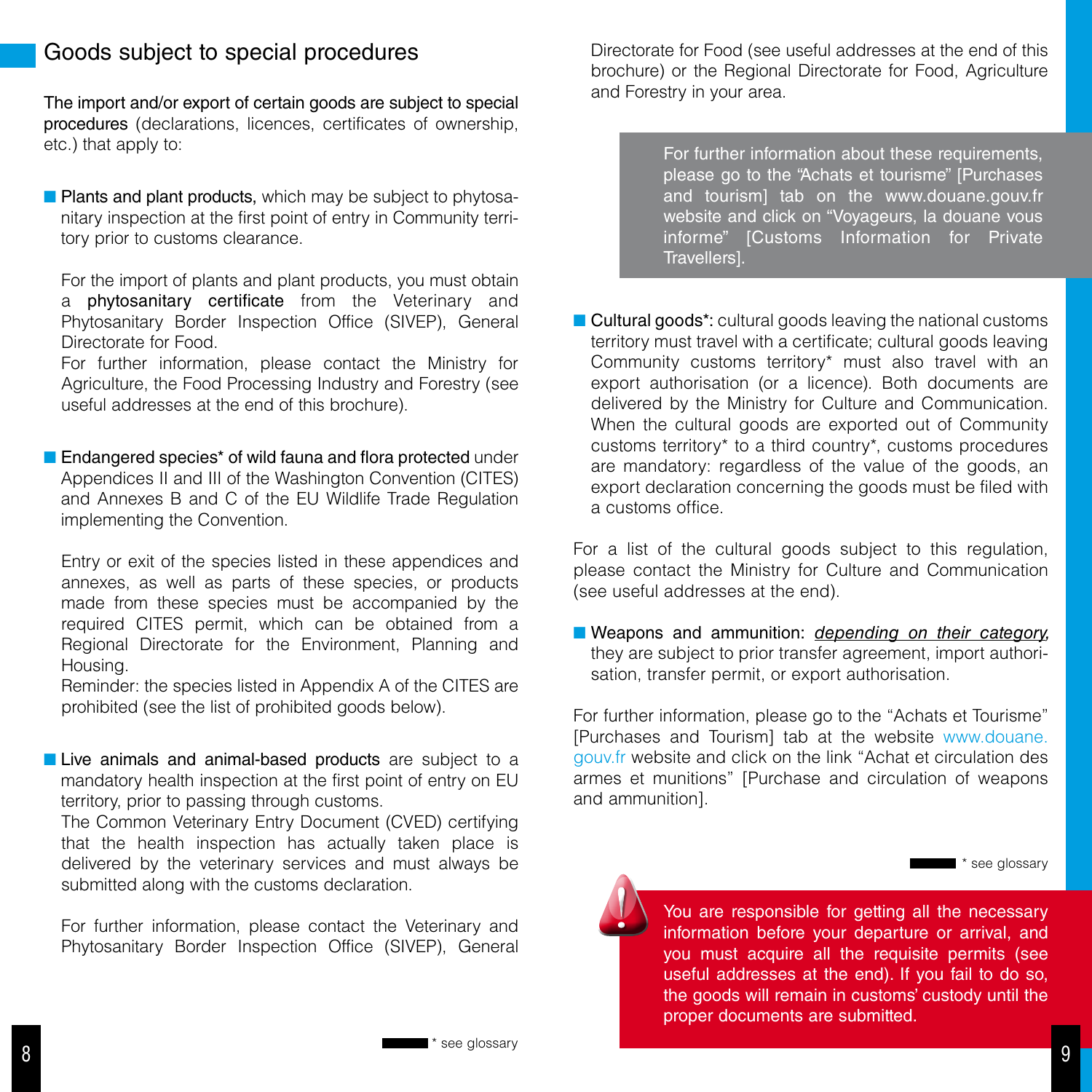## Goods subject to special procedures

**The import and/or export of certain goods are subject to special procedures** (declarations, licences, certificates of ownership, etc.) that apply to:

- **Plants and plant products,** which may be subject to phytosanitary inspection at the first point of entry in Community territory prior to customs clearance.

  For the import of plants and plant products, you must obtain a **phytosanitary certificate** from the Veterinary and Phytosanitary Border Inspection Office (SIVEP), General Directorate for Food.
  For further information, please contact the Ministry for Agriculture, the Food Processing Industry and Forestry (see useful addresses at the end of this brochure).

- **Endangered species* of wild fauna and flora protected** under Appendices II and III of the Washington Convention (CITES) and Annexes B and C of the EU Wildlife Trade Regulation implementing the Convention.

  Entry or exit of the species listed in these appendices and annexes, as well as parts of these species, or products made from these species must be accompanied by the required CITES permit, which can be obtained from a Regional Directorate for the Environment, Planning and Housing.
  Reminder: the species listed in Appendix A of the CITES are prohibited (see the list of prohibited goods below).

- **Live animals and animal-based products** are subject to a mandatory health inspection at the first point of entry on EU territory, prior to passing through customs.
  The Common Veterinary Entry Document (CVED) certifying that the health inspection has actually taken place is delivered by the veterinary services and must always be submitted along with the customs declaration.

  For further information, please contact the Veterinary and Phytosanitary Border Inspection Office (SIVEP), General Directorate for Food (see useful addresses at the end of this brochure) or the Regional Directorate for Food, Agriculture and Forestry in your area.

> For further information about these requirements, please go to the "Achats et tourisme" [Purchases and tourism] tab on the www.douane.gouv.fr website and click on "Voyageurs, la douane vous informe" [Customs Information for Private Travellers].

- **Cultural goods*:** cultural goods leaving the national customs territory must travel with a certificate; cultural goods leaving Community customs territory* must also travel with an export authorisation (or a licence). Both documents are delivered by the Ministry for Culture and Communication. When the cultural goods are exported out of Community customs territory* to a third country*, customs procedures are mandatory: regardless of the value of the goods, an export declaration concerning the goods must be filed with a customs office.

For a list of the cultural goods subject to this regulation, please contact the Ministry for Culture and Communication (see useful addresses at the end).

- **Weapons and ammunition:** *depending on their category*, they are subject to prior transfer agreement, import authorisation, transfer permit, or export authorisation.

For further information, please go to the "Achats et Tourisme" [Purchases and Tourism] tab at the website www.douane.gouv.fr website and click on the link "Achat et circulation des armes et munitions" [Purchase and circulation of weapons and ammunition].

\* see glossary

> You are responsible for getting all the necessary information before your departure or arrival, and you must acquire all the requisite permits (see useful addresses at the end). If you fail to do so, the goods will remain in customs' custody until the proper documents are submitted.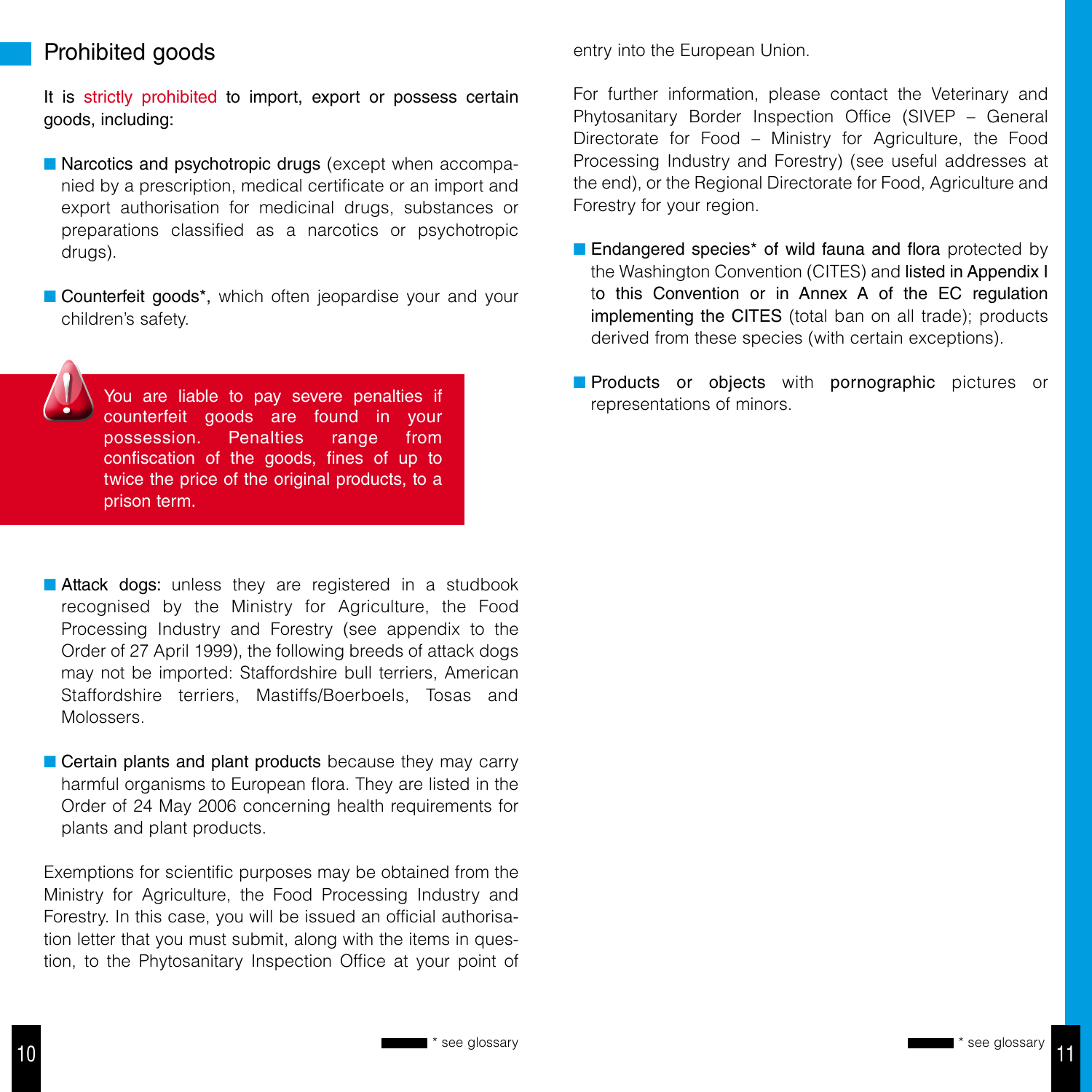## Prohibited goods

It is strictly prohibited to import, export or possess certain goods, including:

- Narcotics and psychotropic drugs (except when accompanied by a prescription, medical certificate or an import and export authorisation for medicinal drugs, substances or preparations classified as a narcotics or psychotropic drugs).

- Counterfeit goods*, which often jeopardise your and your children's safety.

> You are liable to pay severe penalties if counterfeit goods are found in your possession. Penalties range from confiscation of the goods, fines of up to twice the price of the original products, to a prison term.

- Attack dogs: unless they are registered in a studbook recognised by the Ministry for Agriculture, the Food Processing Industry and Forestry (see appendix to the Order of 27 April 1999), the following breeds of attack dogs may not be imported: Staffordshire bull terriers, American Staffordshire terriers, Mastiffs/Boerboels, Tosas and Molossers.

- Certain plants and plant products because they may carry harmful organisms to European flora. They are listed in the Order of 24 May 2006 concerning health requirements for plants and plant products.

Exemptions for scientific purposes may be obtained from the Ministry for Agriculture, the Food Processing Industry and Forestry. In this case, you will be issued an official authorisation letter that you must submit, along with the items in question, to the Phytosanitary Inspection Office at your point of entry into the European Union.

For further information, please contact the Veterinary and Phytosanitary Border Inspection Office (SIVEP – General Directorate for Food – Ministry for Agriculture, the Food Processing Industry and Forestry) (see useful addresses at the end), or the Regional Directorate for Food, Agriculture and Forestry for your region.

- Endangered species* of wild fauna and flora protected by the Washington Convention (CITES) and listed in Appendix I to this Convention or in Annex A of the EC regulation implementing the CITES (total ban on all trade); products derived from these species (with certain exceptions).

- Products or objects with pornographic pictures or representations of minors.

* see glossary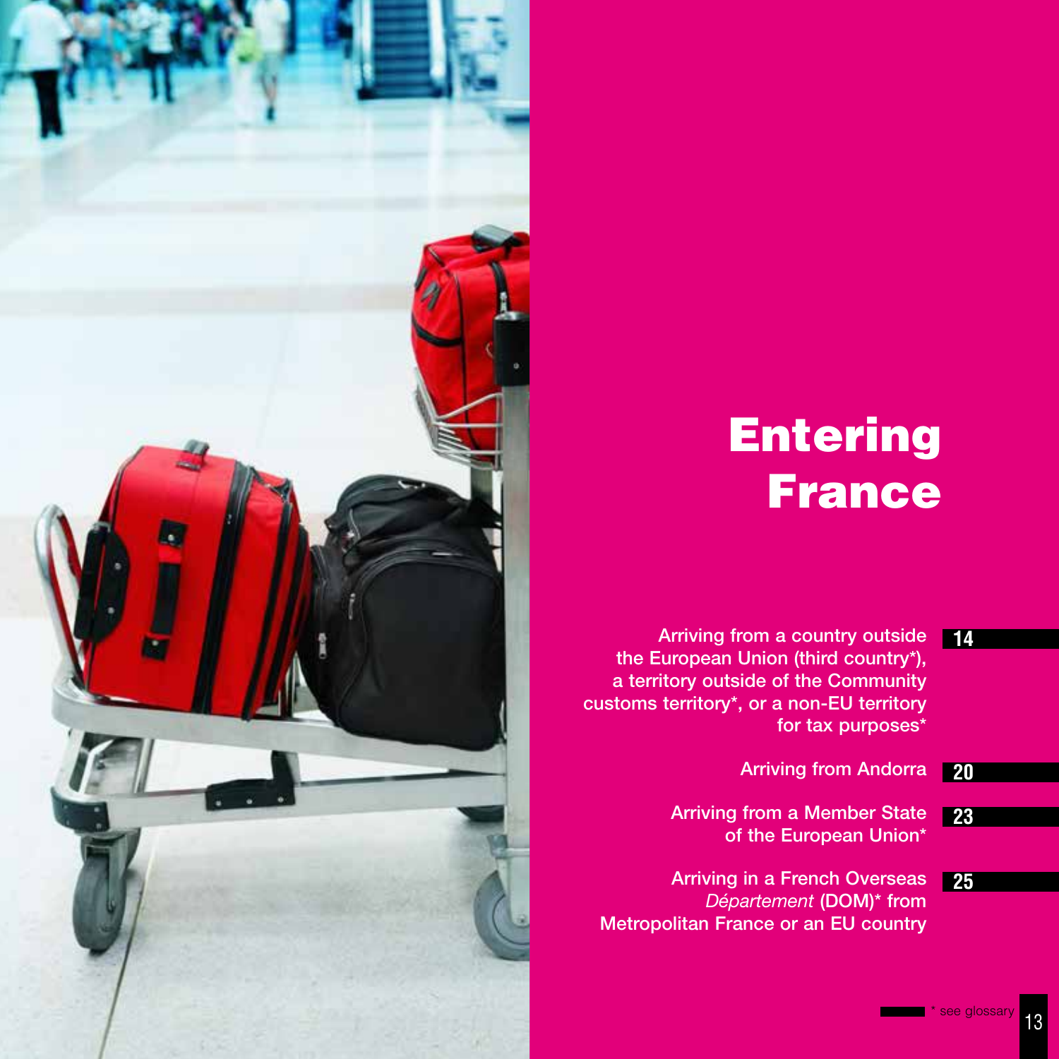# Entering France

| | |
|---|---|
| Arriving from a country outside the European Union (third country*), a territory outside of the Community customs territory*, or a non-EU territory for tax purposes* | 14 |
| Arriving from Andorra | 20 |
| Arriving from a Member State of the European Union* | 23 |
| Arriving in a French Overseas *Département* (DOM)* from Metropolitan France or an EU country | 25 |

\* see glossary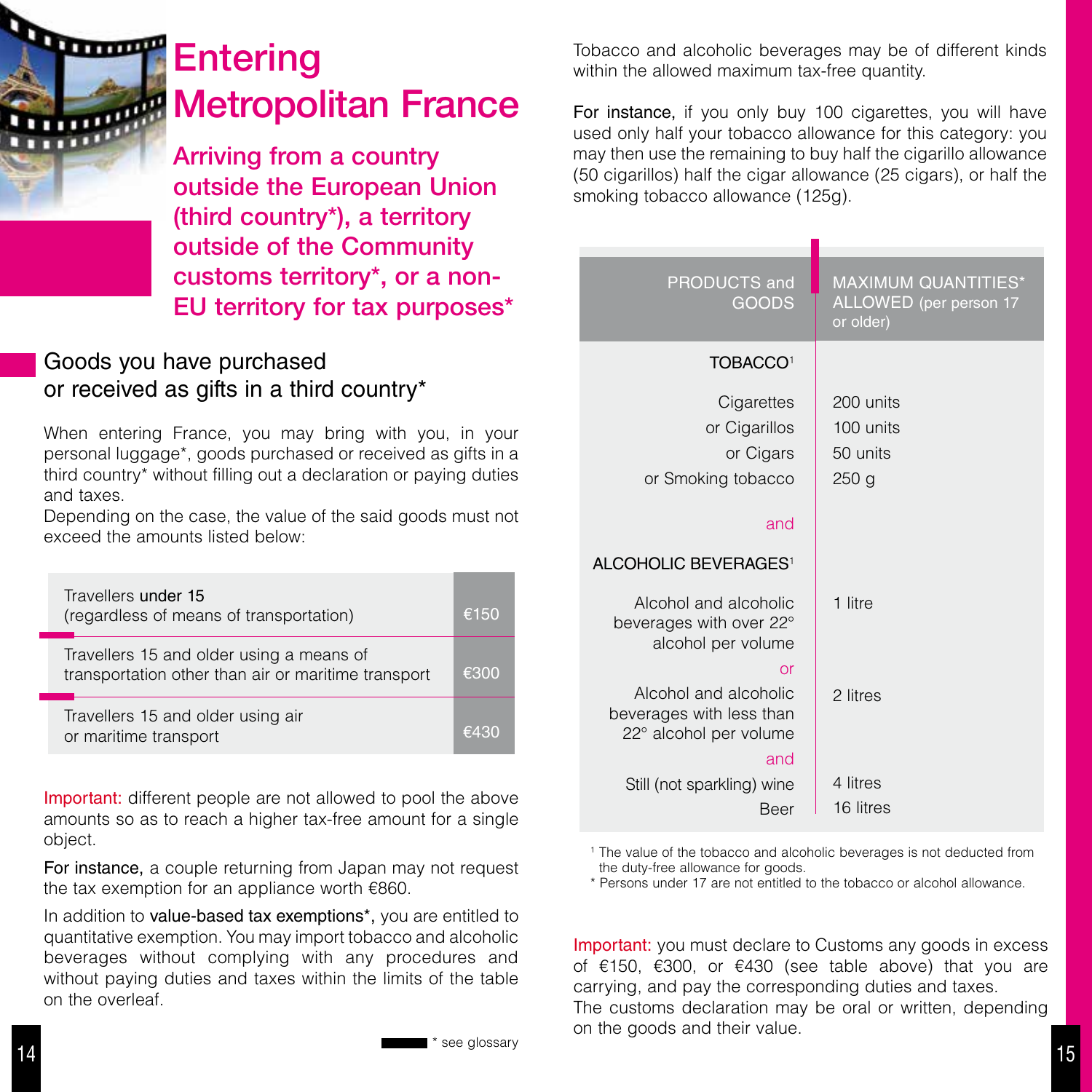# Entering Metropolitan France

## Arriving from a country outside the European Union (third country*), a territory outside of the Community customs territory*, or a non-EU territory for tax purposes*

### Goods you have purchased or received as gifts in a third country*

When entering France, you may bring with you, in your personal luggage*, goods purchased or received as gifts in a third country* without filling out a declaration or paying duties and taxes.

Depending on the case, the value of the said goods must not exceed the amounts listed below:

| Travellers | Amount |
|---|---|
| Travellers **under 15** (regardless of means of transportation) | €150 |
| Travellers 15 and older using a means of transportation other than air or maritime transport | €300 |
| Travellers 15 and older using air or maritime transport | €430 |

Important: different people are not allowed to pool the above amounts so as to reach a higher tax-free amount for a single object.

**For instance,** a couple returning from Japan may not request the tax exemption for an appliance worth €860.

In addition to **value-based tax exemptions***, you are entitled to quantitative exemption. You may import tobacco and alcoholic beverages without complying with any procedures and without paying duties and taxes within the limits of the table on the overleaf.

* see glossary

Tobacco and alcoholic beverages may be of different kinds within the allowed maximum tax-free quantity.

**For instance,** if you only buy 100 cigarettes, you will have used only half your tobacco allowance for this category: you may then use the remaining to buy half the cigarillo allowance (50 cigarillos) half the cigar allowance (25 cigars), or half the smoking tobacco allowance (125g).

| PRODUCTS and GOODS | MAXIMUM QUANTITIES* ALLOWED (per person 17 or older) |
|---|---|
| **TOBACCO**[1] | |
| Cigarettes | 200 units |
| or Cigarillos | 100 units |
| or Cigars | 50 units |
| or Smoking tobacco | 250 g |
| and | |
| **ALCOHOLIC BEVERAGES**[1] | |
| Alcohol and alcoholic beverages with over 22° alcohol per volume | 1 litre |
| or | |
| Alcohol and alcoholic beverages with less than 22° alcohol per volume | 2 litres |
| and | |
| Still (not sparkling) wine | 4 litres |
| Beer | 16 litres |

[1] The value of the tobacco and alcoholic beverages is not deducted from the duty-free allowance for goods.

* Persons under 17 are not entitled to the tobacco or alcohol allowance.

Important: you must declare to Customs any goods in excess of €150, €300, or €430 (see table above) that you are carrying, and pay the corresponding duties and taxes.

The customs declaration may be oral or written, depending on the goods and their value.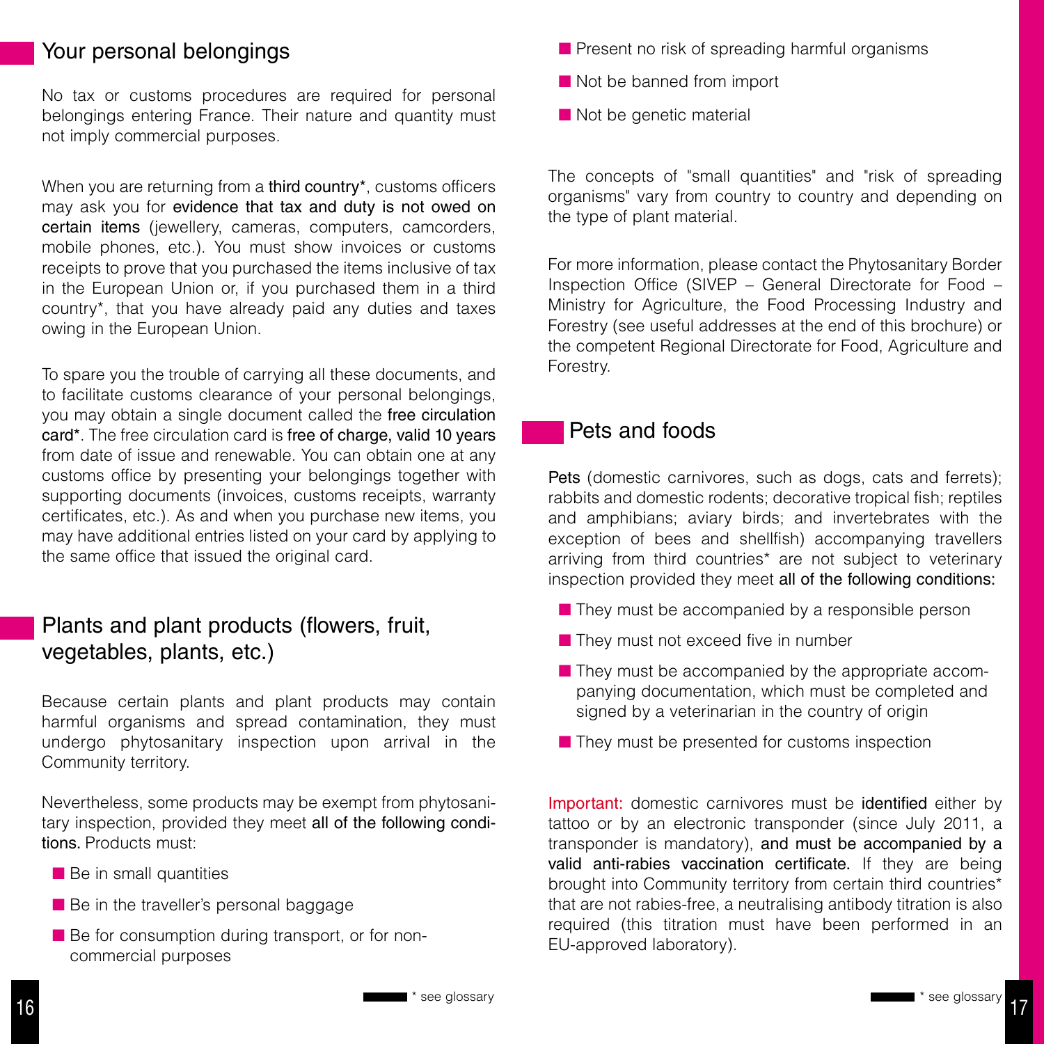## Your personal belongings

No tax or customs procedures are required for personal belongings entering France. Their nature and quantity must not imply commercial purposes.

When you are returning from a **third country***, customs officers may ask you for **evidence that tax and duty is not owed on certain items** (jewellery, cameras, computers, camcorders, mobile phones, etc.). You must show invoices or customs receipts to prove that you purchased the items inclusive of tax in the European Union or, if you purchased them in a third country*, that you have already paid any duties and taxes owing in the European Union.

To spare you the trouble of carrying all these documents, and to facilitate customs clearance of your personal belongings, you may obtain a single document called the **free circulation card***. The free circulation card is **free of charge, valid 10 years** from date of issue and renewable. You can obtain one at any customs office by presenting your belongings together with supporting documents (invoices, customs receipts, warranty certificates, etc.). As and when you purchase new items, you may have additional entries listed on your card by applying to the same office that issued the original card.

## Plants and plant products (flowers, fruit, vegetables, plants, etc.)

Because certain plants and plant products may contain harmful organisms and spread contamination, they must undergo phytosanitary inspection upon arrival in the Community territory.

Nevertheless, some products may be exempt from phytosanitary inspection, provided they meet **all of the following conditions.** Products must:

- Be in small quantities
- Be in the traveller's personal baggage
- Be for consumption during transport, or for non-commercial purposes
- Present no risk of spreading harmful organisms
- Not be banned from import
- Not be genetic material

The concepts of "small quantities" and "risk of spreading organisms" vary from country to country and depending on the type of plant material.

For more information, please contact the Phytosanitary Border Inspection Office (SIVEP – General Directorate for Food – Ministry for Agriculture, the Food Processing Industry and Forestry (see useful addresses at the end of this brochure) or the competent Regional Directorate for Food, Agriculture and Forestry.

## Pets and foods

**Pets** (domestic carnivores, such as dogs, cats and ferrets); rabbits and domestic rodents; decorative tropical fish; reptiles and amphibians; aviary birds; and invertebrates with the exception of bees and shellfish) accompanying travellers arriving from third countries* are not subject to veterinary inspection provided they meet **all of the following conditions:**

- They must be accompanied by a responsible person
- They must not exceed five in number
- They must be accompanied by the appropriate accompanying documentation, which must be completed and signed by a veterinarian in the country of origin
- They must be presented for customs inspection

**Important:** domestic carnivores must be **identified** either by tattoo or by an electronic transponder (since July 2011, a transponder is mandatory), **and must be accompanied by a valid anti-rabies vaccination certificate.** If they are being brought into Community territory from certain third countries* that are not rabies-free, a neutralising antibody titration is also required (this titration must have been performed in an EU-approved laboratory).

* see glossary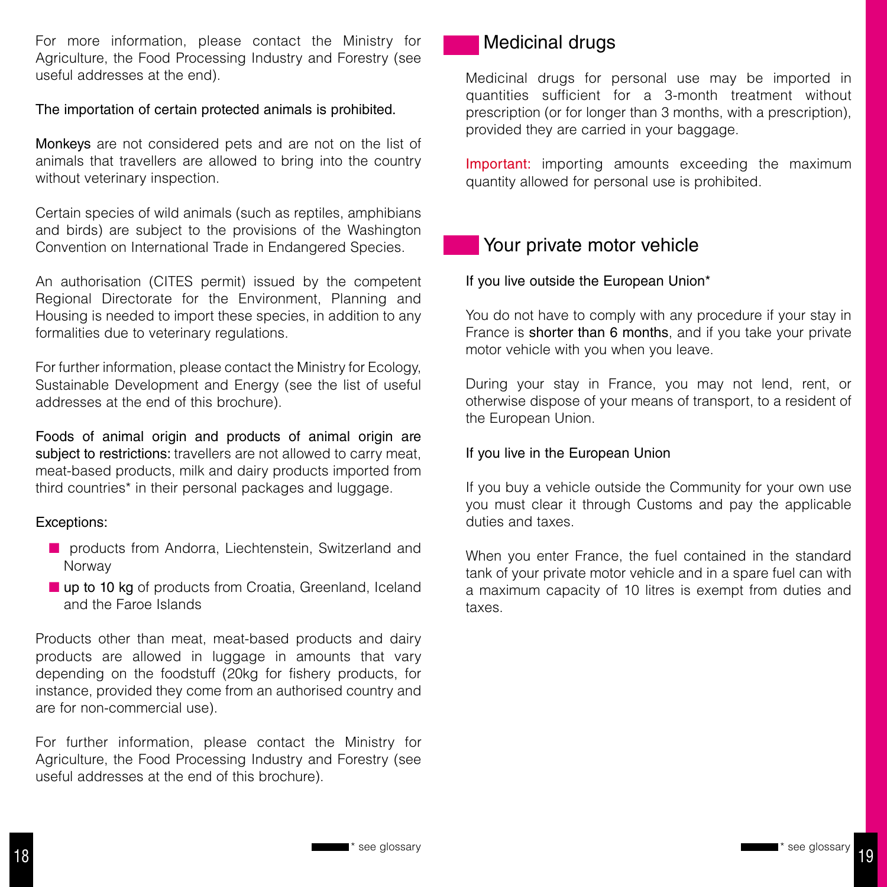For more information, please contact the Ministry for Agriculture, the Food Processing Industry and Forestry (see useful addresses at the end).

The importation of certain protected animals is prohibited.

Monkeys are not considered pets and are not on the list of animals that travellers are allowed to bring into the country without veterinary inspection.

Certain species of wild animals (such as reptiles, amphibians and birds) are subject to the provisions of the Washington Convention on International Trade in Endangered Species.

An authorisation (CITES permit) issued by the competent Regional Directorate for the Environment, Planning and Housing is needed to import these species, in addition to any formalities due to veterinary regulations.

For further information, please contact the Ministry for Ecology, Sustainable Development and Energy (see the list of useful addresses at the end of this brochure).

Foods of animal origin and products of animal origin are subject to restrictions: travellers are not allowed to carry meat, meat-based products, milk and dairy products imported from third countries* in their personal packages and luggage.

Exceptions:

- products from Andorra, Liechtenstein, Switzerland and Norway
- up to 10 kg of products from Croatia, Greenland, Iceland and the Faroe Islands

Products other than meat, meat-based products and dairy products are allowed in luggage in amounts that vary depending on the foodstuff (20kg for fishery products, for instance, provided they come from an authorised country and are for non-commercial use).

For further information, please contact the Ministry for Agriculture, the Food Processing Industry and Forestry (see useful addresses at the end of this brochure).

\* see glossary

## Medicinal drugs

Medicinal drugs for personal use may be imported in quantities sufficient for a 3-month treatment without prescription (or for longer than 3 months, with a prescription), provided they are carried in your baggage.

Important: importing amounts exceeding the maximum quantity allowed for personal use is prohibited.

## Your private motor vehicle

If you live outside the European Union*

You do not have to comply with any procedure if your stay in France is shorter than 6 months, and if you take your private motor vehicle with you when you leave.

During your stay in France, you may not lend, rent, or otherwise dispose of your means of transport, to a resident of the European Union.

If you live in the European Union

If you buy a vehicle outside the Community for your own use you must clear it through Customs and pay the applicable duties and taxes.

When you enter France, the fuel contained in the standard tank of your private motor vehicle and in a spare fuel can with a maximum capacity of 10 litres is exempt from duties and taxes.

\* see glossary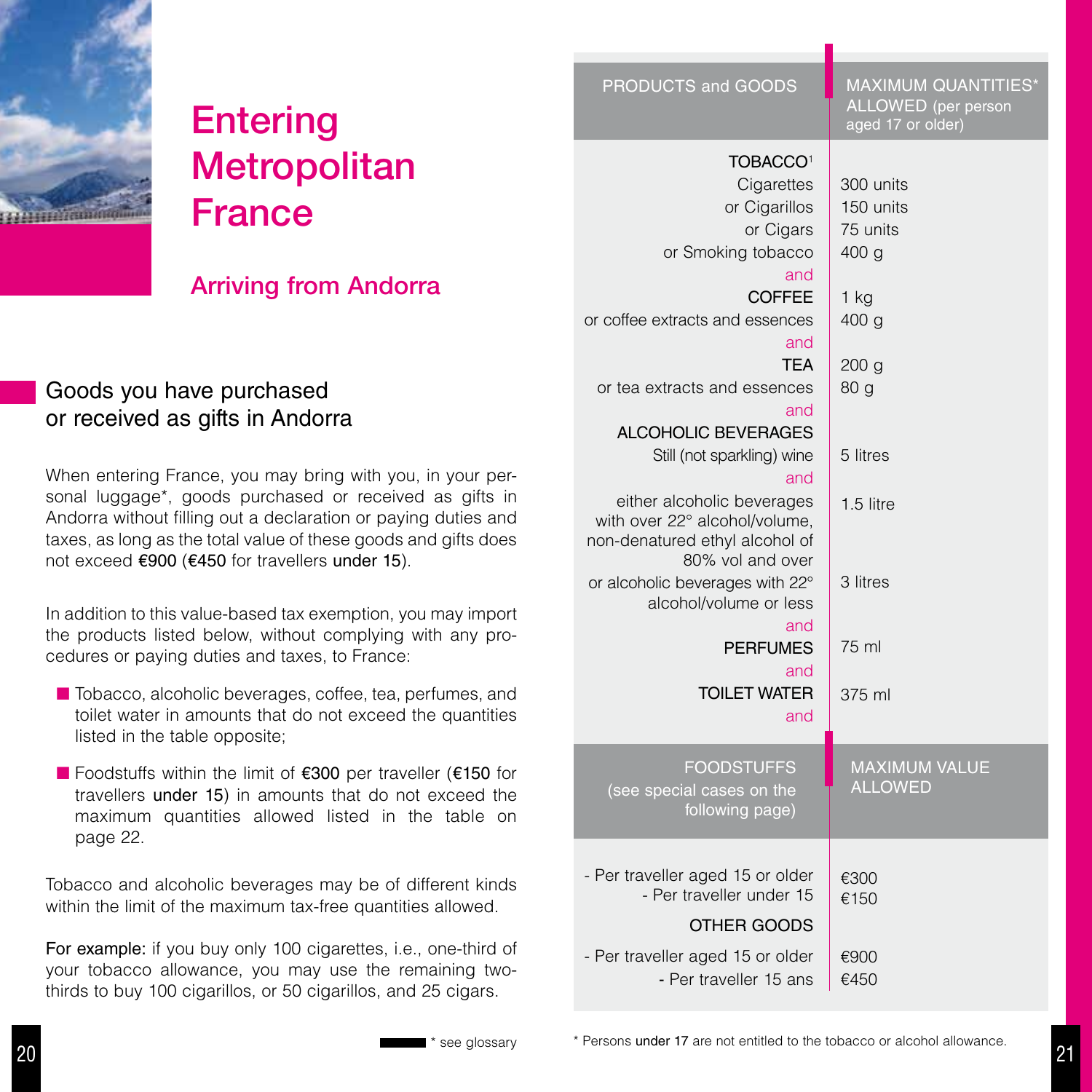# Entering Metropolitan France

## Arriving from Andorra

### Goods you have purchased or received as gifts in Andorra

When entering France, you may bring with you, in your personal luggage*, goods purchased or received as gifts in Andorra without filling out a declaration or paying duties and taxes, as long as the total value of these goods and gifts does not exceed **€900** (**€450** for travellers **under 15**).

In addition to this value-based tax exemption, you may import the products listed below, without complying with any procedures or paying duties and taxes, to France:

- Tobacco, alcoholic beverages, coffee, tea, perfumes, and toilet water in amounts that do not exceed the quantities listed in the table opposite;
- Foodstuffs within the limit of **€300** per traveller (**€150** for travellers **under 15**) in amounts that do not exceed the maximum quantities allowed listed in the table on page 22.

Tobacco and alcoholic beverages may be of different kinds within the limit of the maximum tax-free quantities allowed.

**For example:** if you buy only 100 cigarettes, i.e., one-third of your tobacco allowance, you may use the remaining two-thirds to buy 100 cigarillos, or 50 cigarillos, and 25 cigars.

* see glossary

| PRODUCTS and GOODS | MAXIMUM QUANTITIES* ALLOWED (per person aged 17 or older) |
|---|---|
| TOBACCO[1] | |
| Cigarettes | 300 units |
| or Cigarillos | 150 units |
| or Cigars | 75 units |
| or Smoking tobacco | 400 g |
| and | |
| COFFEE | 1 kg |
| or coffee extracts and essences | 400 g |
| and | |
| TEA | 200 g |
| or tea extracts and essences | 80 g |
| and | |
| ALCOHOLIC BEVERAGES | |
| Still (not sparkling) wine | 5 litres |
| and | |
| either alcoholic beverages with over 22° alcohol/volume, non-denatured ethyl alcohol of 80% vol and over | 1.5 litre |
| or alcoholic beverages with 22° alcohol/volume or less | 3 litres |
| and | |
| PERFUMES | 75 ml |
| and | |
| TOILET WATER | 375 ml |
| and | |

| FOODSTUFFS (see special cases on the following page) | MAXIMUM VALUE ALLOWED |
|---|---|
| - Per traveller aged 15 or older | €300 |
| - Per traveller under 15 | €150 |
| OTHER GOODS | |
| - Per traveller aged 15 or older | €900 |
| - Per traveller 15 ans | €450 |

* Persons **under 17** are not entitled to the tobacco or alcohol allowance.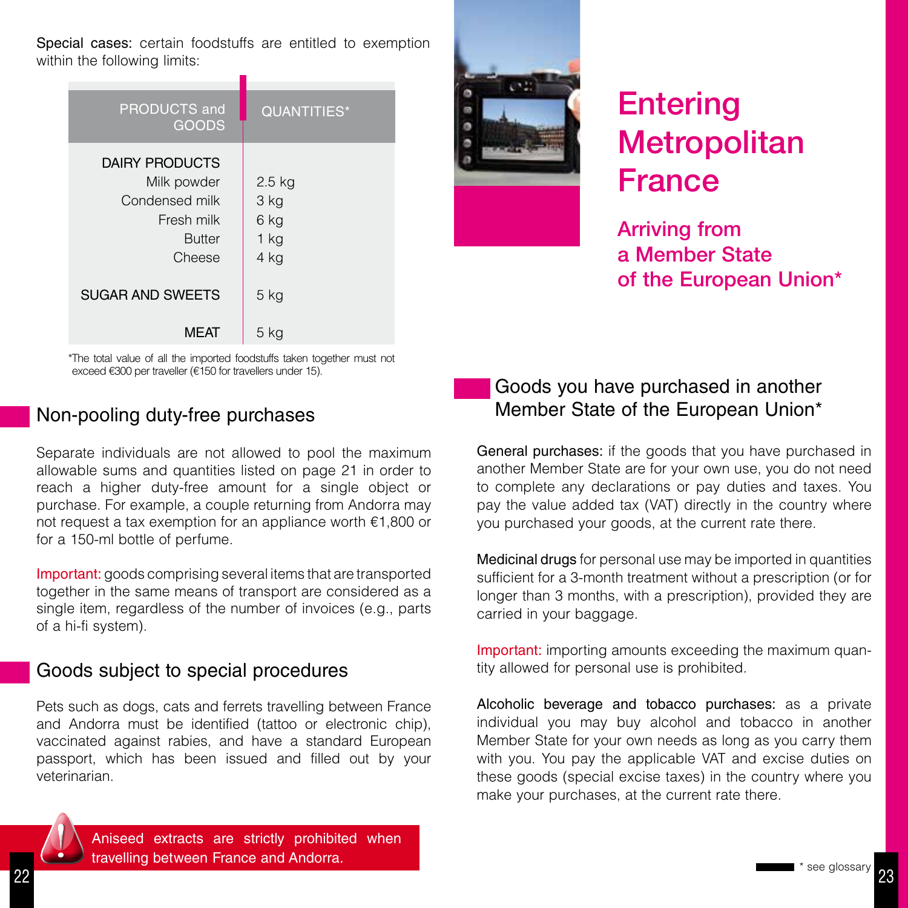Special cases: certain foodstuffs are entitled to exemption within the following limits:

| PRODUCTS and GOODS | QUANTITIES* |
|---|---|
| DAIRY PRODUCTS | |
| Milk powder | 2.5 kg |
| Condensed milk | 3 kg |
| Fresh milk | 6 kg |
| Butter | 1 kg |
| Cheese | 4 kg |
| SUGAR AND SWEETS | 5 kg |
| MEAT | 5 kg |

*The total value of all the imported foodstuffs taken together must not exceed €300 per traveller (€150 for travellers under 15).

## Non-pooling duty-free purchases

Separate individuals are not allowed to pool the maximum allowable sums and quantities listed on page 21 in order to reach a higher duty-free amount for a single object or purchase. For example, a couple returning from Andorra may not request a tax exemption for an appliance worth €1,800 or for a 150-ml bottle of perfume.

Important: goods comprising several items that are transported together in the same means of transport are considered as a single item, regardless of the number of invoices (e.g., parts of a hi-fi system).

## Goods subject to special procedures

Pets such as dogs, cats and ferrets travelling between France and Andorra must be identified (tattoo or electronic chip), vaccinated against rabies, and have a standard European passport, which has been issued and filled out by your veterinarian.

Aniseed extracts are strictly prohibited when travelling between France and Andorra.

# Entering Metropolitan France

### Arriving from a Member State of the European Union*

## Goods you have purchased in another Member State of the European Union*

General purchases: if the goods that you have purchased in another Member State are for your own use, you do not need to complete any declarations or pay duties and taxes. You pay the value added tax (VAT) directly in the country where you purchased your goods, at the current rate there.

Medicinal drugs for personal use may be imported in quantities sufficient for a 3-month treatment without a prescription (or for longer than 3 months, with a prescription), provided they are carried in your baggage.

Important: importing amounts exceeding the maximum quantity allowed for personal use is prohibited.

Alcoholic beverage and tobacco purchases: as a private individual you may buy alcohol and tobacco in another Member State for your own needs as long as you carry them with you. You pay the applicable VAT and excise duties on these goods (special excise taxes) in the country where you make your purchases, at the current rate there.

* see glossary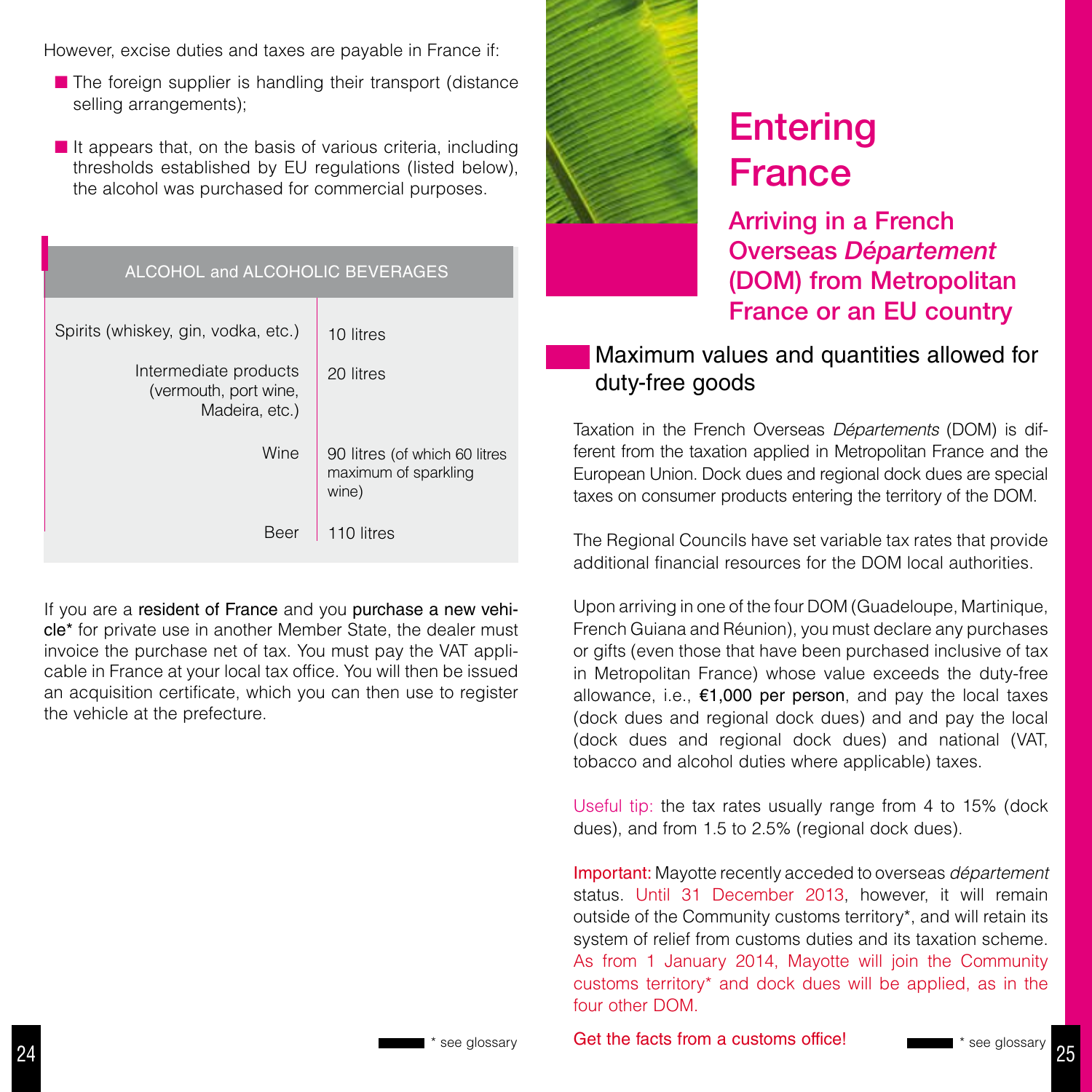However, excise duties and taxes are payable in France if:

- The foreign supplier is handling their transport (distance selling arrangements);
- It appears that, on the basis of various criteria, including thresholds established by EU regulations (listed below), the alcohol was purchased for commercial purposes.

| ALCOHOL and ALCOHOLIC BEVERAGES | |
|---|---|
| Spirits (whiskey, gin, vodka, etc.) | 10 litres |
| Intermediate products (vermouth, port wine, Madeira, etc.) | 20 litres |
| Wine | 90 litres (of which 60 litres maximum of sparkling wine) |
| Beer | 110 litres |

If you are a resident of France and you purchase a new vehicle* for private use in another Member State, the dealer must invoice the purchase net of tax. You must pay the VAT applicable in France at your local tax office. You will then be issued an acquisition certificate, which you can then use to register the vehicle at the prefecture.

\* see glossary

# Entering France

## Arriving in a French Overseas *Département* (DOM) from Metropolitan France or an EU country

### Maximum values and quantities allowed for duty-free goods

Taxation in the French Overseas *Départements* (DOM) is different from the taxation applied in Metropolitan France and the European Union. Dock dues and regional dock dues are special taxes on consumer products entering the territory of the DOM.

The Regional Councils have set variable tax rates that provide additional financial resources for the DOM local authorities.

Upon arriving in one of the four DOM (Guadeloupe, Martinique, French Guiana and Réunion), you must declare any purchases or gifts (even those that have been purchased inclusive of tax in Metropolitan France) whose value exceeds the duty-free allowance, i.e., **€1,000 per person**, and pay the local taxes (dock dues and regional dock dues) and and pay the local (dock dues and regional dock dues) and national (VAT, tobacco and alcohol duties where applicable) taxes.

Useful tip: the tax rates usually range from 4 to 15% (dock dues), and from 1.5 to 2.5% (regional dock dues).

Important: Mayotte recently acceded to overseas *département* status. Until 31 December 2013, however, it will remain outside of the Community customs territory*, and will retain its system of relief from customs duties and its taxation scheme. As from 1 January 2014, Mayotte will join the Community customs territory* and dock dues will be applied, as in the four other DOM.

Get the facts from a customs office!

\* see glossary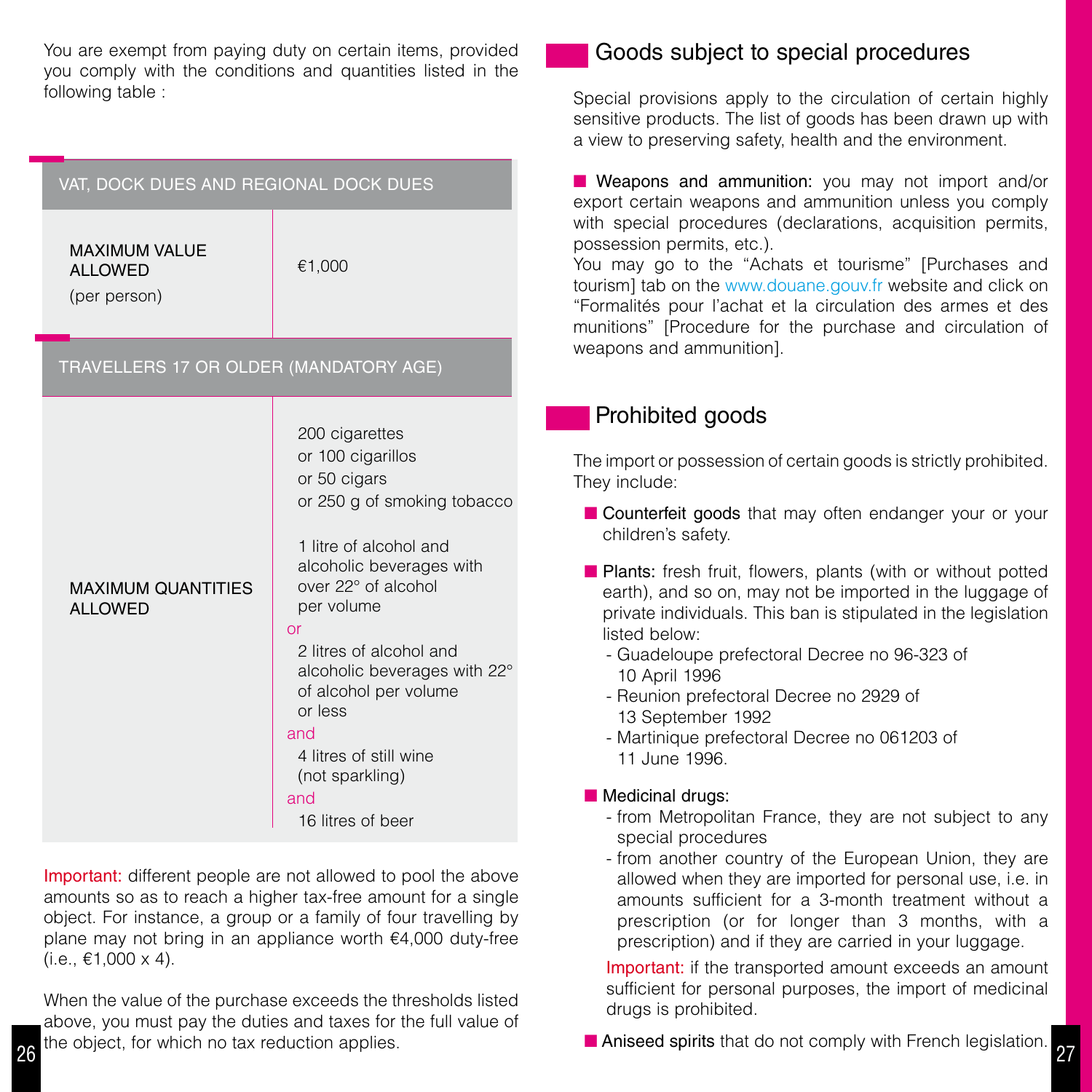You are exempt from paying duty on certain items, provided you comply with the conditions and quantities listed in the following table :

| VAT, DOCK DUES AND REGIONAL DOCK DUES | |
|---|---|
| MAXIMUM VALUE ALLOWED (per person) | €1,000 |
| **TRAVELLERS 17 OR OLDER (MANDATORY AGE)** | |
| MAXIMUM QUANTITIES ALLOWED | 200 cigarettes or 100 cigarillos or 50 cigars or 250 g of smoking tobacco<br><br>1 litre of alcohol and alcoholic beverages with over 22° of alcohol per volume<br>or<br>2 litres of alcohol and alcoholic beverages with 22° of alcohol per volume or less<br>and<br>4 litres of still wine (not sparkling)<br>and<br>16 litres of beer |

Important: different people are not allowed to pool the above amounts so as to reach a higher tax-free amount for a single object. For instance, a group or a family of four travelling by plane may not bring in an appliance worth €4,000 duty-free (i.e., €1,000 x 4).

When the value of the purchase exceeds the thresholds listed above, you must pay the duties and taxes for the full value of the object, for which no tax reduction applies.

## Goods subject to special procedures

Special provisions apply to the circulation of certain highly sensitive products. The list of goods has been drawn up with a view to preserving safety, health and the environment.

- **Weapons and ammunition:** you may not import and/or export certain weapons and ammunition unless you comply with special procedures (declarations, acquisition permits, possession permits, etc.).
  You may go to the "Achats et tourisme" [Purchases and tourism] tab on the www.douane.gouv.fr website and click on "Formalités pour l'achat et la circulation des armes et des munitions" [Procedure for the purchase and circulation of weapons and ammunition].

## Prohibited goods

The import or possession of certain goods is strictly prohibited. They include:

- **Counterfeit goods** that may often endanger your or your children's safety.
- **Plants:** fresh fruit, flowers, plants (with or without potted earth), and so on, may not be imported in the luggage of private individuals. This ban is stipulated in the legislation listed below:
  - Guadeloupe prefectoral Decree no 96-323 of 10 April 1996
  - Reunion prefectoral Decree no 2929 of 13 September 1992
  - Martinique prefectoral Decree no 061203 of 11 June 1996.
- **Medicinal drugs:**
  - from Metropolitan France, they are not subject to any special procedures
  - from another country of the European Union, they are allowed when they are imported for personal use, i.e. in amounts sufficient for a 3-month treatment without a prescription (or for longer than 3 months, with a prescription) and if they are carried in your luggage.

  Important: if the transported amount exceeds an amount sufficient for personal purposes, the import of medicinal drugs is prohibited.
- **Aniseed spirits** that do not comply with French legislation.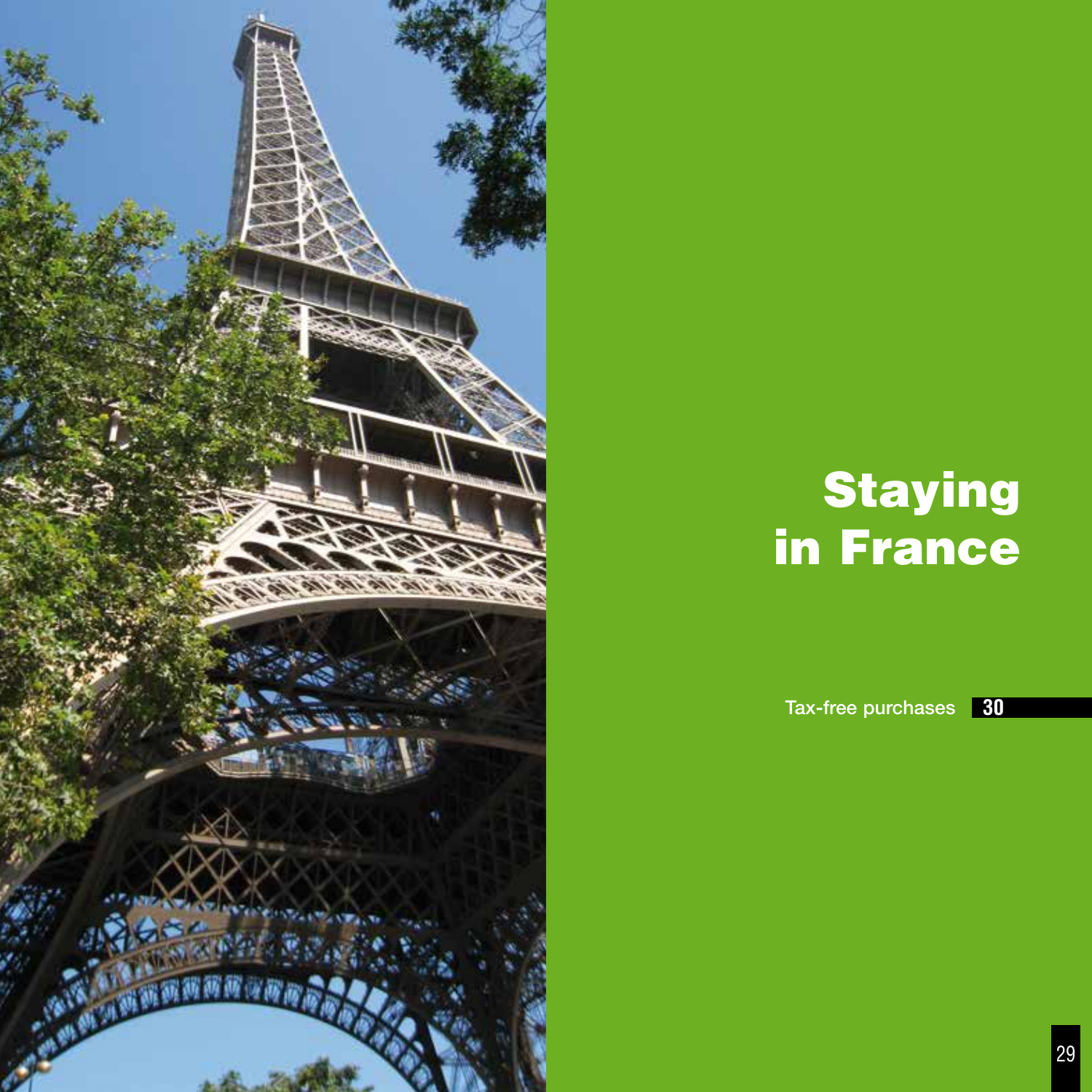# Staying in France

Tax-free purchases 30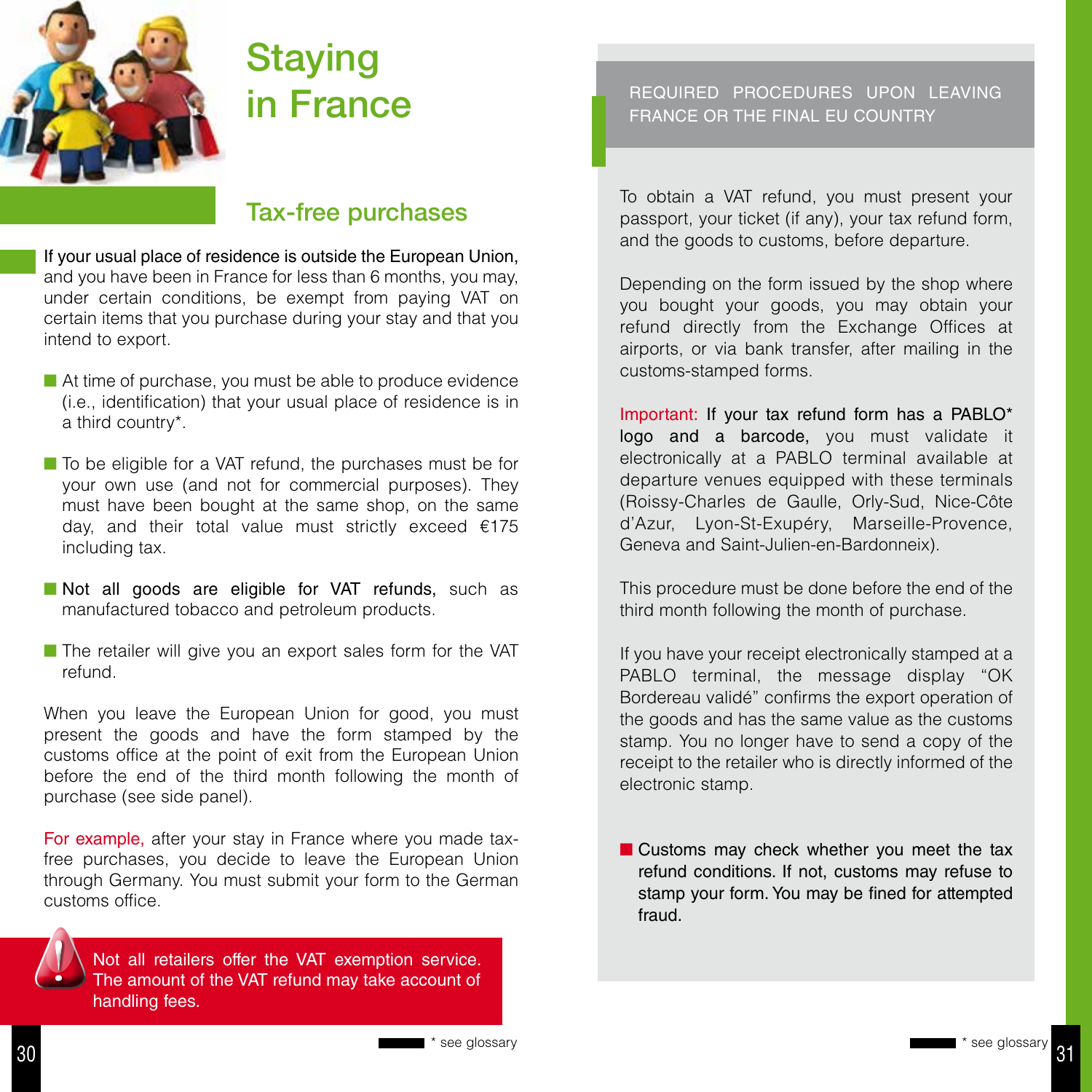# Staying in France

## Tax-free purchases

If your usual place of residence is outside the European Union, and you have been in France for less than 6 months, you may, under certain conditions, be exempt from paying VAT on certain items that you purchase during your stay and that you intend to export.

- At time of purchase, you must be able to produce evidence (i.e., identification) that your usual place of residence is in a third country*.
- To be eligible for a VAT refund, the purchases must be for your own use (and not for commercial purposes). They must have been bought at the same shop, on the same day, and their total value must strictly exceed €175 including tax.
- **Not all goods are eligible for VAT refunds,** such as manufactured tobacco and petroleum products.
- The retailer will give you an export sales form for the VAT refund.

When you leave the European Union for good, you must present the goods and have the form stamped by the customs office at the point of exit from the European Union before the end of the third month following the month of purchase (see side panel).

For example, after your stay in France where you made tax-free purchases, you decide to leave the European Union through Germany. You must submit your form to the German customs office.

> Not all retailers offer the VAT exemption service. The amount of the VAT refund may take account of handling fees.

\* see glossary

### REQUIRED PROCEDURES UPON LEAVING FRANCE OR THE FINAL EU COUNTRY

To obtain a VAT refund, you must present your passport, your ticket (if any), your tax refund form, and the goods to customs, before departure.

Depending on the form issued by the shop where you bought your goods, you may obtain your refund directly from the Exchange Offices at airports, or via bank transfer, after mailing in the customs-stamped forms.

Important: **If your tax refund form has a PABLO* logo and a barcode,** you must validate it electronically at a PABLO terminal available at departure venues equipped with these terminals (Roissy-Charles de Gaulle, Orly-Sud, Nice-Côte d'Azur, Lyon-St-Exupéry, Marseille-Provence, Geneva and Saint-Julien-en-Bardonneix).

This procedure must be done before the end of the third month following the month of purchase.

If you have your receipt electronically stamped at a PABLO terminal, the message display "OK Bordereau validé" confirms the export operation of the goods and has the same value as the customs stamp. You no longer have to send a copy of the receipt to the retailer who is directly informed of the electronic stamp.

- Customs may check whether you meet the tax refund conditions. If not, customs may refuse to stamp your form. You may be fined for attempted fraud.

\* see glossary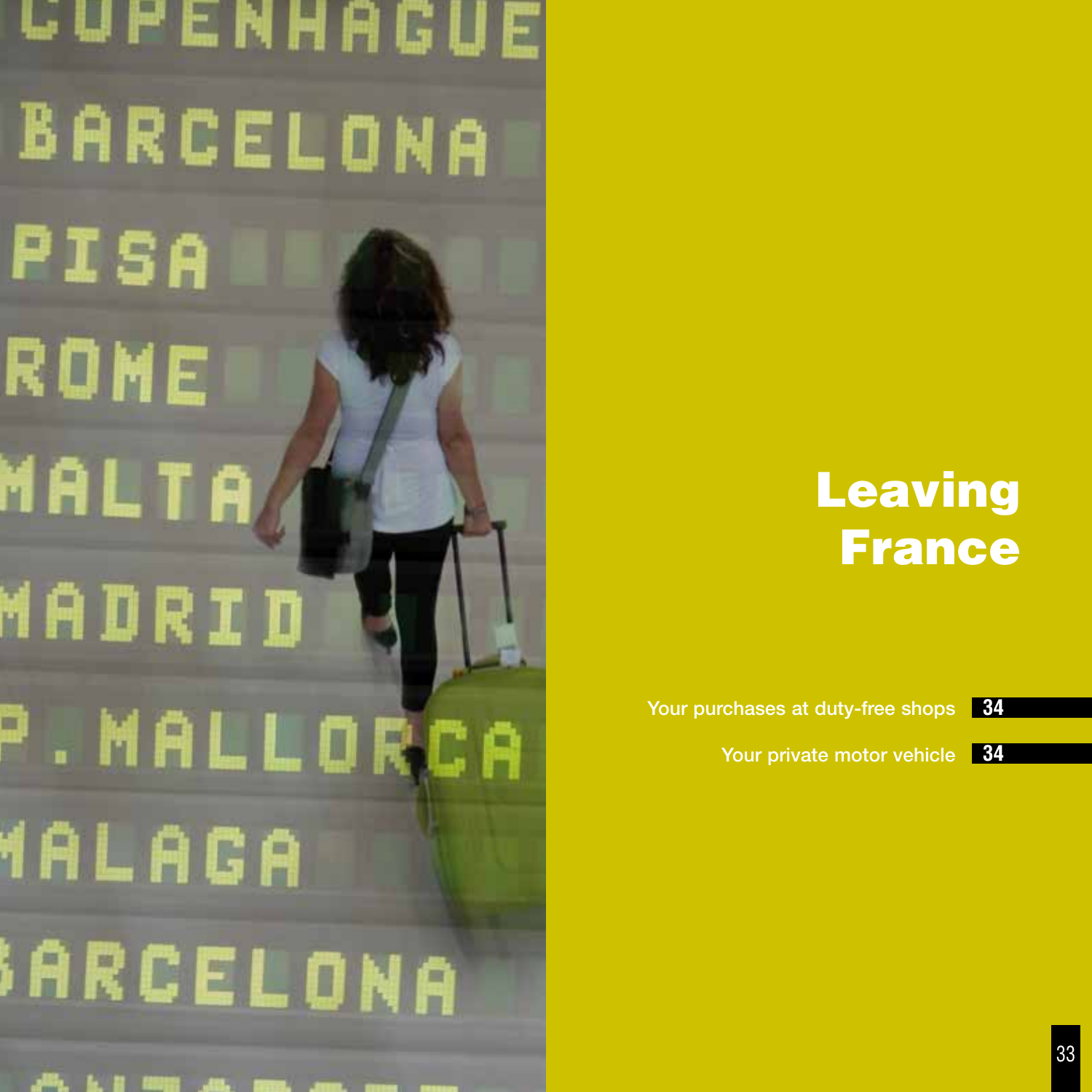# Leaving France

Your purchases at duty-free shops 34

Your private motor vehicle 34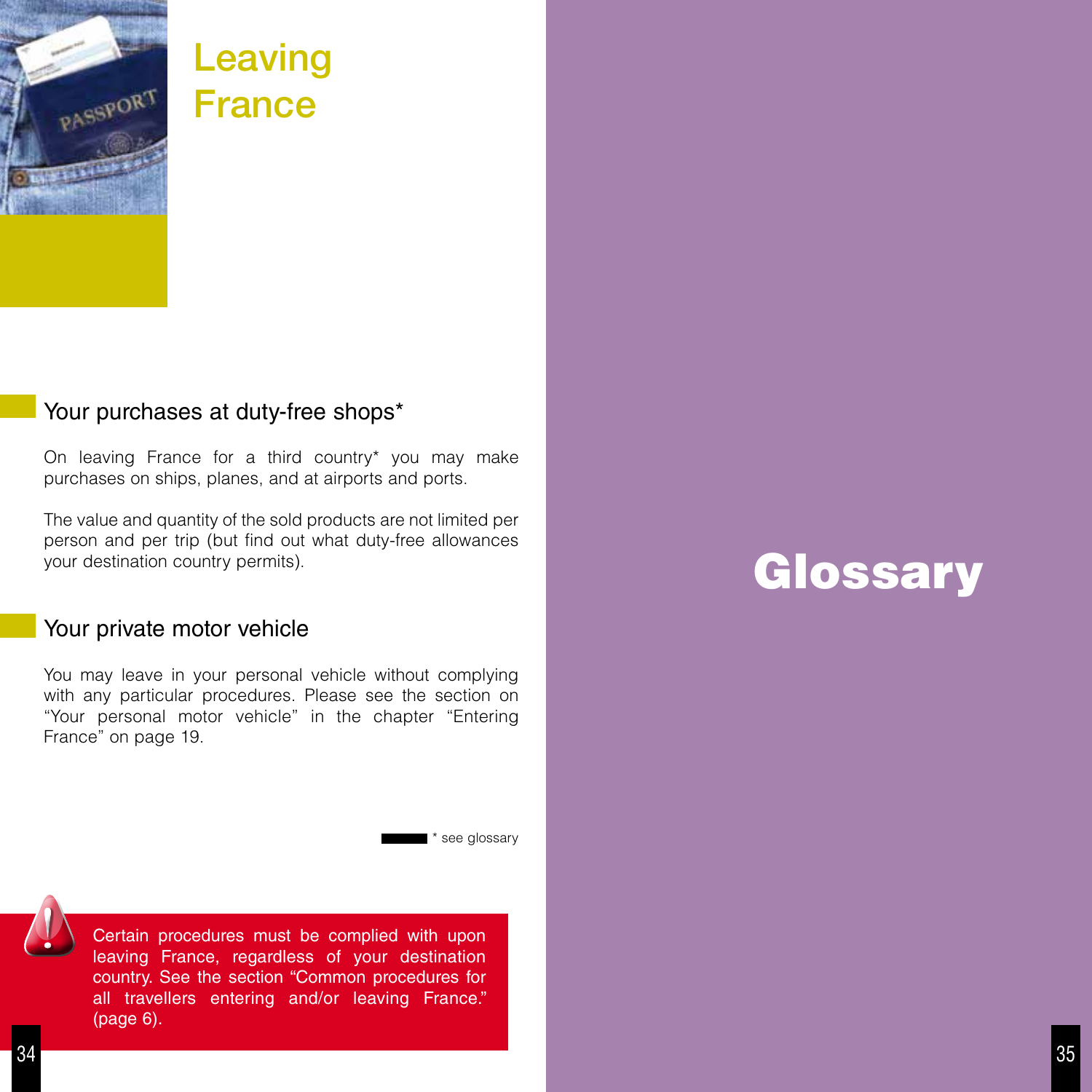# Leaving France

## Your purchases at duty-free shops*

On leaving France for a third country* you may make purchases on ships, planes, and at airports and ports.

The value and quantity of the sold products are not limited per person and per trip (but find out what duty-free allowances your destination country permits).

## Your private motor vehicle

You may leave in your personal vehicle without complying with any particular procedures. Please see the section on "Your personal motor vehicle" in the chapter "Entering France" on page 19.

* see glossary

Certain procedures must be complied with upon leaving France, regardless of your destination country. See the section "Common procedures for all travellers entering and/or leaving France." (page 6).

# Glossary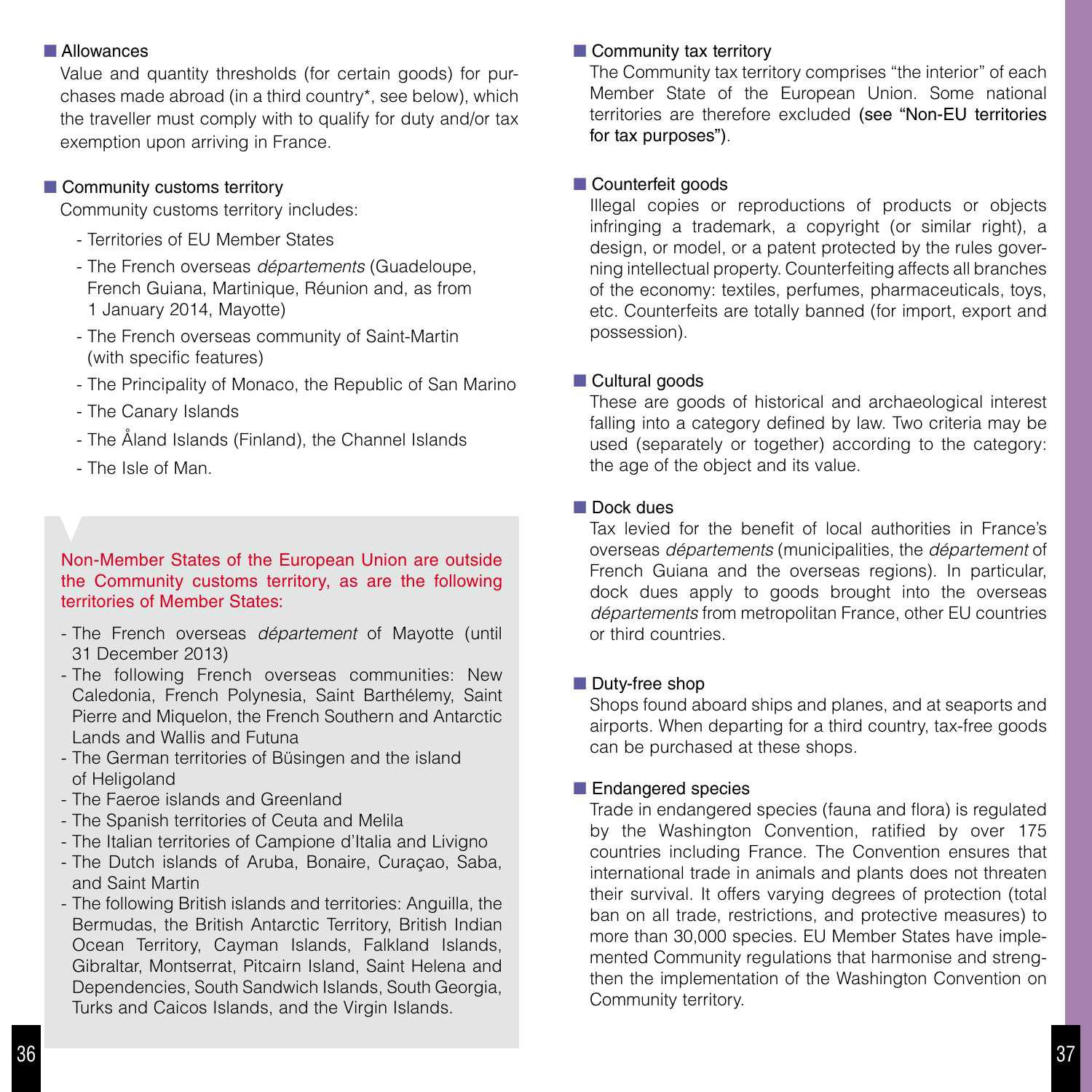### Allowances

Value and quantity thresholds (for certain goods) for purchases made abroad (in a third country*, see below), which the traveller must comply with to qualify for duty and/or tax exemption upon arriving in France.

### Community customs territory

Community customs territory includes:

- Territories of EU Member States
- The French overseas *départements* (Guadeloupe, French Guiana, Martinique, Réunion and, as from 1 January 2014, Mayotte)
- The French overseas community of Saint-Martin (with specific features)
- The Principality of Monaco, the Republic of San Marino
- The Canary Islands
- The Åland Islands (Finland), the Channel Islands
- The Isle of Man.

Non-Member States of the European Union are outside the Community customs territory, as are the following territories of Member States:

- The French overseas *département* of Mayotte (until 31 December 2013)
- The following French overseas communities: New Caledonia, French Polynesia, Saint Barthélemy, Saint Pierre and Miquelon, the French Southern and Antarctic Lands and Wallis and Futuna
- The German territories of Büsingen and the island of Heligoland
- The Faeroe islands and Greenland
- The Spanish territories of Ceuta and Melila
- The Italian territories of Campione d'Italia and Livigno
- The Dutch islands of Aruba, Bonaire, Curaçao, Saba, and Saint Martin
- The following British islands and territories: Anguilla, the Bermudas, the British Antarctic Territory, British Indian Ocean Territory, Cayman Islands, Falkland Islands, Gibraltar, Montserrat, Pitcairn Island, Saint Helena and Dependencies, South Sandwich Islands, South Georgia, Turks and Caicos Islands, and the Virgin Islands.

### Community tax territory

The Community tax territory comprises "the interior" of each Member State of the European Union. Some national territories are therefore excluded **(see "Non-EU territories for tax purposes")**.

### Counterfeit goods

Illegal copies or reproductions of products or objects infringing a trademark, a copyright (or similar right), a design, or model, or a patent protected by the rules governing intellectual property. Counterfeiting affects all branches of the economy: textiles, perfumes, pharmaceuticals, toys, etc. Counterfeits are totally banned (for import, export and possession).

### Cultural goods

These are goods of historical and archaeological interest falling into a category defined by law. Two criteria may be used (separately or together) according to the category: the age of the object and its value.

### Dock dues

Tax levied for the benefit of local authorities in France's overseas *départements* (municipalities, the *département* of French Guiana and the overseas regions). In particular, dock dues apply to goods brought into the overseas *départements* from metropolitan France, other EU countries or third countries.

### Duty-free shop

Shops found aboard ships and planes, and at seaports and airports. When departing for a third country, tax-free goods can be purchased at these shops.

### Endangered species

Trade in endangered species (fauna and flora) is regulated by the Washington Convention, ratified by over 175 countries including France. The Convention ensures that international trade in animals and plants does not threaten their survival. It offers varying degrees of protection (total ban on all trade, restrictions, and protective measures) to more than 30,000 species. EU Member States have implemented Community regulations that harmonise and strengthen the implementation of the Washington Convention on Community territory.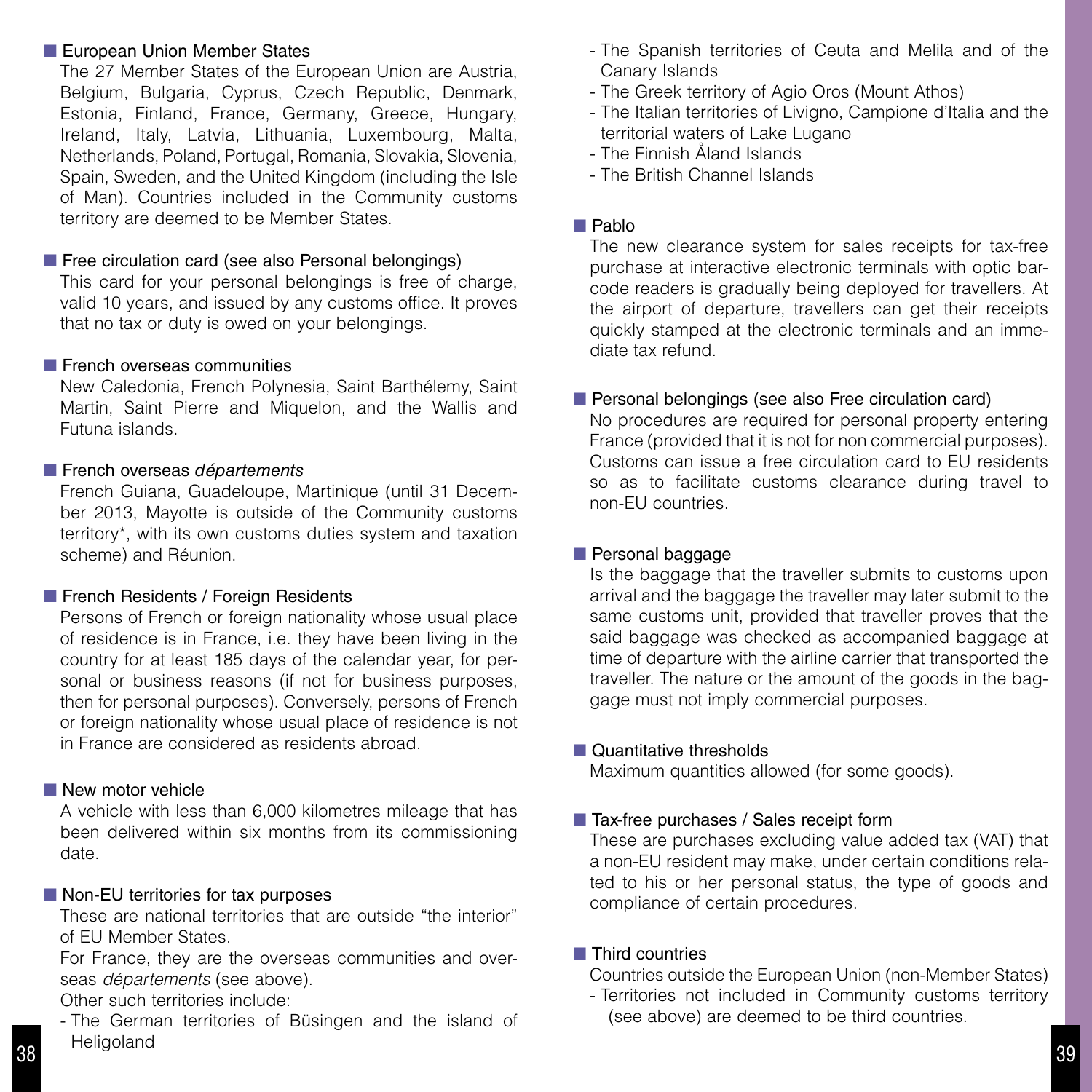### European Union Member States

The 27 Member States of the European Union are Austria, Belgium, Bulgaria, Cyprus, Czech Republic, Denmark, Estonia, Finland, France, Germany, Greece, Hungary, Ireland, Italy, Latvia, Lithuania, Luxembourg, Malta, Netherlands, Poland, Portugal, Romania, Slovakia, Slovenia, Spain, Sweden, and the United Kingdom (including the Isle of Man). Countries included in the Community customs territory are deemed to be Member States.

### Free circulation card (see also Personal belongings)

This card for your personal belongings is free of charge, valid 10 years, and issued by any customs office. It proves that no tax or duty is owed on your belongings.

### French overseas communities

New Caledonia, French Polynesia, Saint Barthélemy, Saint Martin, Saint Pierre and Miquelon, and the Wallis and Futuna islands.

### French overseas *départements*

French Guiana, Guadeloupe, Martinique (until 31 December 2013, Mayotte is outside of the Community customs territory*, with its own customs duties system and taxation scheme) and Réunion.

### French Residents / Foreign Residents

Persons of French or foreign nationality whose usual place of residence is in France, i.e. they have been living in the country for at least 185 days of the calendar year, for personal or business reasons (if not for business purposes, then for personal purposes). Conversely, persons of French or foreign nationality whose usual place of residence is not in France are considered as residents abroad.

### New motor vehicle

A vehicle with less than 6,000 kilometres mileage that has been delivered within six months from its commissioning date.

### Non-EU territories for tax purposes

These are national territories that are outside "the interior" of EU Member States.

For France, they are the overseas communities and overseas *départements* (see above).

Other such territories include:

- The German territories of Büsingen and the island of Heligoland
- The Spanish territories of Ceuta and Melila and of the Canary Islands
- The Greek territory of Agio Oros (Mount Athos)
- The Italian territories of Livigno, Campione d'Italia and the territorial waters of Lake Lugano
- The Finnish Åland Islands
- The British Channel Islands

### Pablo

The new clearance system for sales receipts for tax-free purchase at interactive electronic terminals with optic barcode readers is gradually being deployed for travellers. At the airport of departure, travellers can get their receipts quickly stamped at the electronic terminals and an immediate tax refund.

### Personal belongings (see also Free circulation card)

No procedures are required for personal property entering France (provided that it is not for non commercial purposes). Customs can issue a free circulation card to EU residents so as to facilitate customs clearance during travel to non-EU countries.

### Personal baggage

Is the baggage that the traveller submits to customs upon arrival and the baggage the traveller may later submit to the same customs unit, provided that traveller proves that the said baggage was checked as accompanied baggage at time of departure with the airline carrier that transported the traveller. The nature or the amount of the goods in the baggage must not imply commercial purposes.

### Quantitative thresholds

Maximum quantities allowed (for some goods).

### Tax-free purchases / Sales receipt form

These are purchases excluding value added tax (VAT) that a non-EU resident may make, under certain conditions related to his or her personal status, the type of goods and compliance of certain procedures.

### Third countries

Countries outside the European Union (non-Member States)

- Territories not included in Community customs territory (see above) are deemed to be third countries.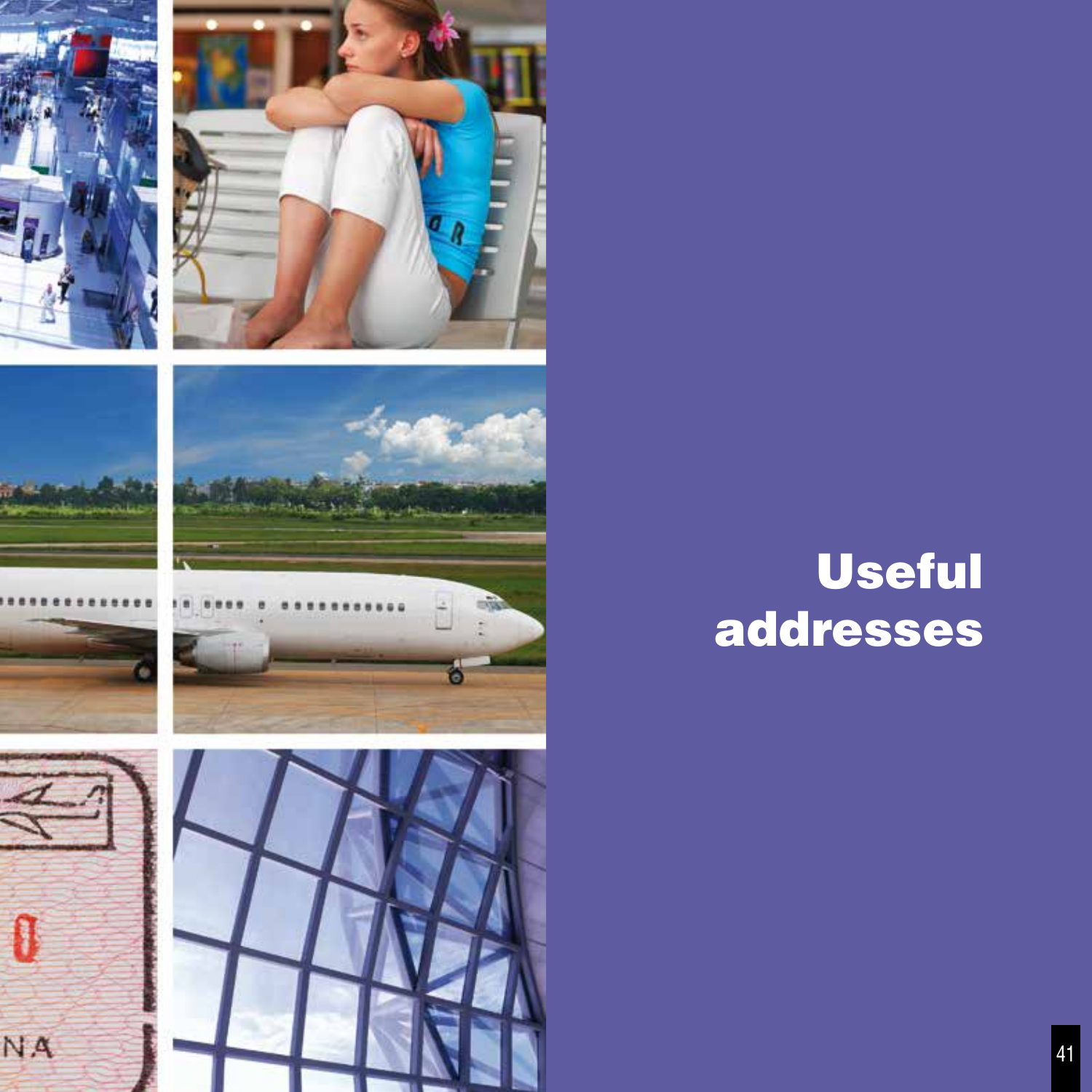# Useful addresses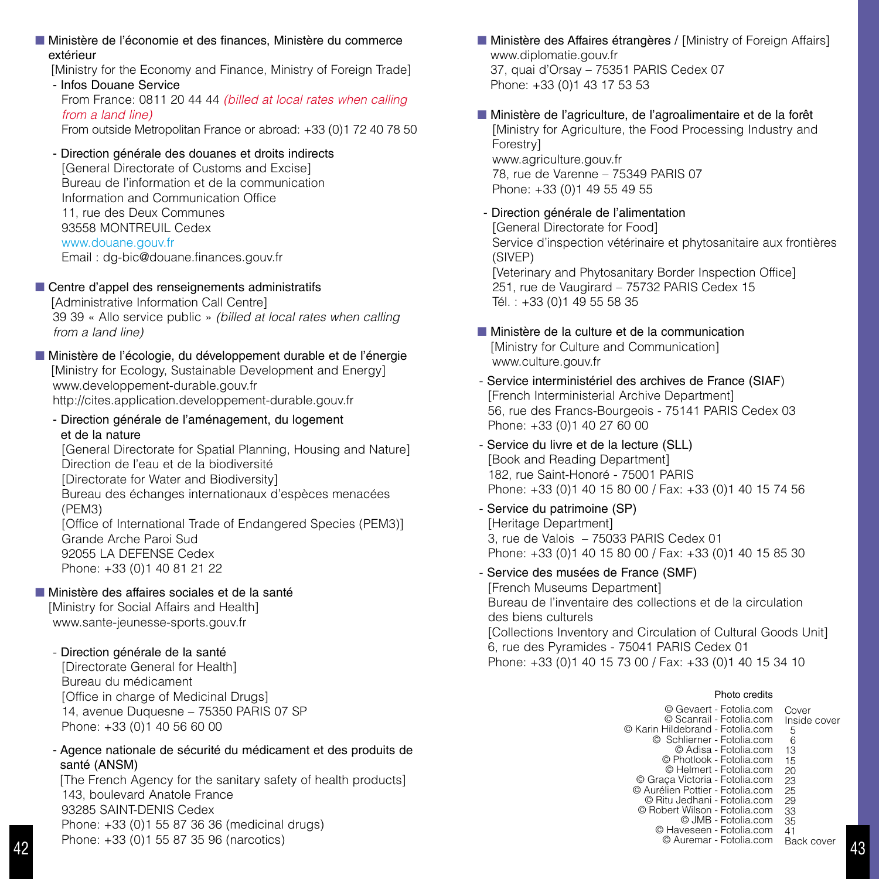- **Ministère de l'économie et des finances, Ministère du commerce extérieur**
  [Ministry for the Economy and Finance, Ministry of Foreign Trade]
  - Infos Douane Service
    From France: 0811 20 44 44 *(billed at local rates when calling from a land line)*
    From outside Metropolitan France or abroad: +33 (0)1 72 40 78 50
  - Direction générale des douanes et droits indirects
    [General Directorate of Customs and Excise]
    Bureau de l'information et de la communication
    Information and Communication Office
    11, rue des Deux Communes
    93558 MONTREUIL Cedex
    www.douane.gouv.fr
    Email : dg-bic@douane.finances.gouv.fr

- **Centre d'appel des renseignements administratifs**
  [Administrative Information Call Centre]
  39 39 « Allo service public » *(billed at local rates when calling from a land line)*

- **Ministère de l'écologie, du développement durable et de l'énergie**
  [Ministry for Ecology, Sustainable Development and Energy]
  www.developpement-durable.gouv.fr
  http://cites.application.developpement-durable.gouv.fr
  - Direction générale de l'aménagement, du logement et de la nature
    [General Directorate for Spatial Planning, Housing and Nature]
    Direction de l'eau et de la biodiversité
    [Directorate for Water and Biodiversity]
    Bureau des échanges internationaux d'espèces menacées (PEM3)
    [Office of International Trade of Endangered Species (PEM3)]
    Grande Arche Paroi Sud
    92055 LA DEFENSE Cedex
    Phone: +33 (0)1 40 81 21 22

- **Ministère des affaires sociales et de la santé**
  [Ministry for Social Affairs and Health]
  www.sante-jeunesse-sports.gouv.fr
  - Direction générale de la santé
    [Directorate General for Health]
    Bureau du médicament
    [Office in charge of Medicinal Drugs]
    14, avenue Duquesne – 75350 PARIS 07 SP
    Phone: +33 (0)1 40 56 60 00
  - Agence nationale de sécurité du médicament et des produits de santé (ANSM)
    [The French Agency for the sanitary safety of health products]
    143, boulevard Anatole France
    93285 SAINT-DENIS Cedex
    Phone: +33 (0)1 55 87 36 36 (medicinal drugs)
    Phone: +33 (0)1 55 87 35 96 (narcotics)

- **Ministère des Affaires étrangères** / [Ministry of Foreign Affairs]
  www.diplomatie.gouv.fr
  37, quai d'Orsay – 75351 PARIS Cedex 07
  Phone: +33 (0)1 43 17 53 53

- **Ministère de l'agriculture, de l'agroalimentaire et de la forêt**
  [Ministry for Agriculture, the Food Processing Industry and Forestry]
  www.agriculture.gouv.fr
  78, rue de Varenne – 75349 PARIS 07
  Phone: +33 (0)1 49 55 49 55
  - Direction générale de l'alimentation
    [General Directorate for Food]
    Service d'inspection vétérinaire et phytosanitaire aux frontières (SIVEP)
    [Veterinary and Phytosanitary Border Inspection Office]
    251, rue de Vaugirard – 75732 PARIS Cedex 15
    Tél. : +33 (0)1 49 55 58 35

- **Ministère de la culture et de la communication**
  [Ministry for Culture and Communication]
  www.culture.gouv.fr
  - Service interministériel des archives de France (SIAF)
    [French Interministerial Archive Department]
    56, rue des Francs-Bourgeois - 75141 PARIS Cedex 03
    Phone: +33 (0)1 40 27 60 00
  - Service du livre et de la lecture (SLL)
    [Book and Reading Department]
    182, rue Saint-Honoré - 75001 PARIS
    Phone: +33 (0)1 40 15 80 00 / Fax: +33 (0)1 40 15 74 56
  - Service du patrimoine (SP)
    [Heritage Department]
    3, rue de Valois – 75033 PARIS Cedex 01
    Phone: +33 (0)1 40 15 80 00 / Fax: +33 (0)1 40 15 85 30
  - Service des musées de France (SMF)
    [French Museums Department]
    Bureau de l'inventaire des collections et de la circulation des biens culturels
    [Collections Inventory and Circulation of Cultural Goods Unit]
    6, rue des Pyramides - 75041 PARIS Cedex 01
    Phone: +33 (0)1 40 15 73 00 / Fax: +33 (0)1 40 15 34 10

**Photo credits**

| | |
|---|---|
| © Gevaert - Fotolia.com | Cover |
| © Scanrail - Fotolia.com | Inside cover |
| © Karin Hildebrand - Fotolia.com | 5 |
| © Schlierner - Fotolia.com | 6 |
| © Adisa - Fotolia.com | 13 |
| © Photlook - Fotolia.com | 15 |
| © Helmert - Fotolia.com | 20 |
| © Graça Victoria - Fotolia.com | 23 |
| © Aurélien Pottier - Fotolia.com | 25 |
| © Ritu Jedhani - Fotolia.com | 29 |
| © Robert Wilson - Fotolia.com | 33 |
| © JMB - Fotolia.com | 35 |
| © Haveseen - Fotolia.com | 41 |
| © Auremar - Fotolia.com | Back cover |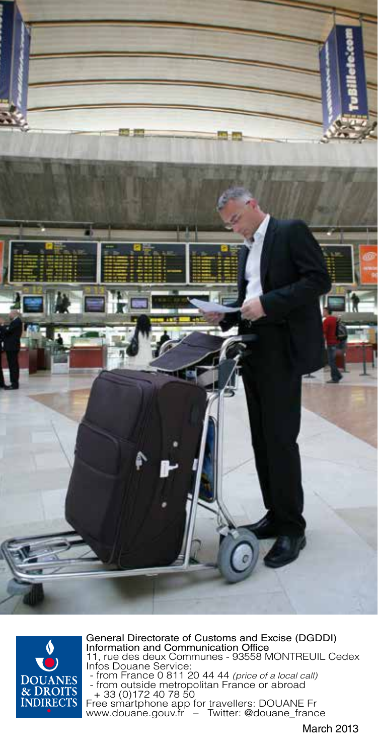General Directorate of Customs and Excise (DGDDI)
Information and Communication Office
11, rue des deux Communes - 93558 MONTREUIL Cedex
Infos Douane Service:
- from France 0 811 20 44 44 *(price of a local call)*
- from outside metropolitan France or abroad
  + 33 (0)172 40 78 50

Free smartphone app for travellers: DOUANE Fr
www.douane.gouv.fr – Twitter: @douane_france

March 2013